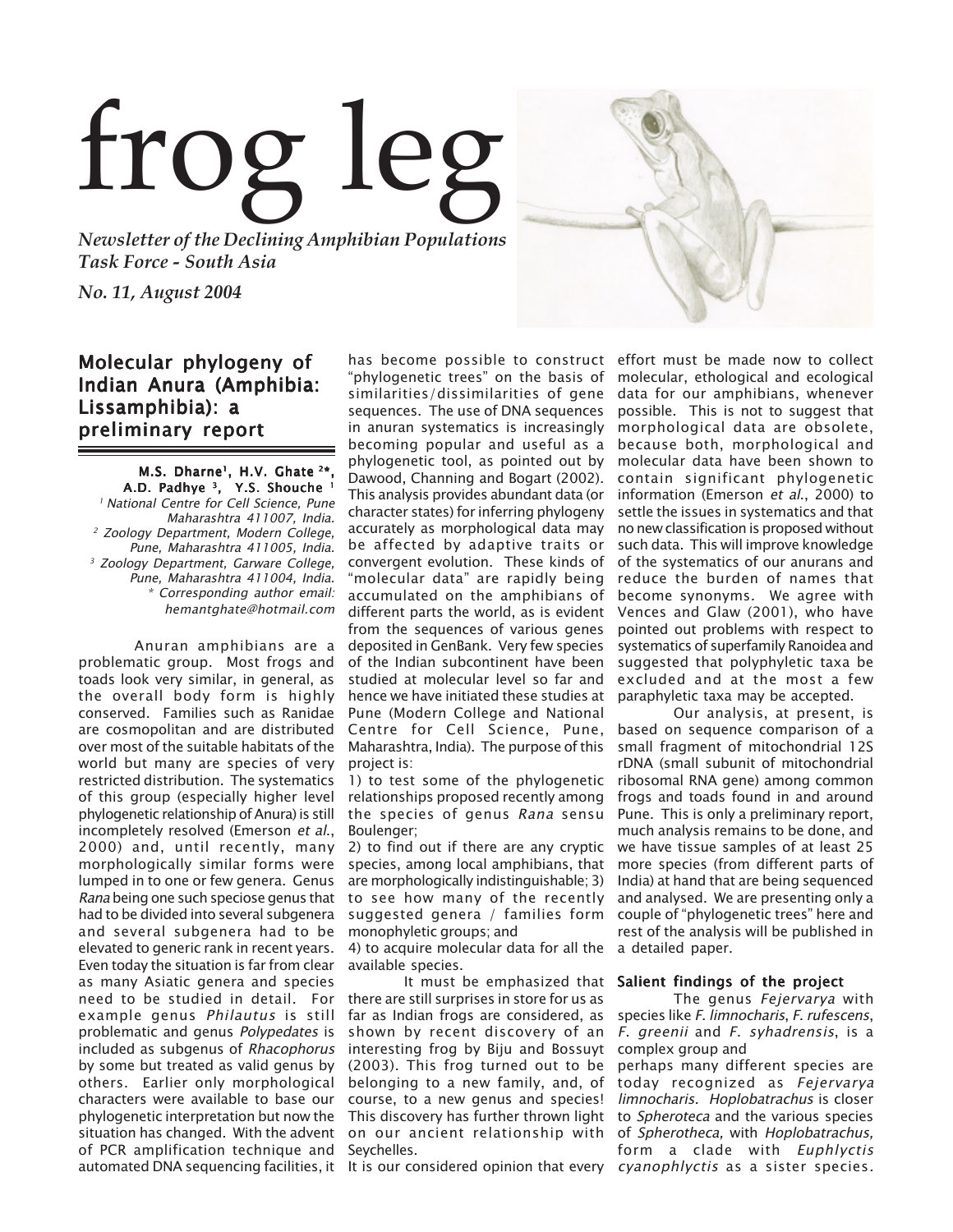# frog leg

*Newsletter of the Declining Amphibian Populations Task Force - South Asia*

*No. 11, August 2004*

## Molecular phylogeny of Indian Anura (Amphibia: Lissamphibia): a preliminary report

**M.S. Dharne[1], H.V. Ghate [2]*, A.D. Padhye [3], Y.S. Shouche [1]**

[1] National Centre for Cell Science, Pune Maharashtra 411007, India.
[2] Zoology Department, Modern College, Pune, Maharashtra 411005, India.
[3] Zoology Department, Garware College, Pune, Maharashtra 411004, India.
* Corresponding author email: hemantghate@hotmail.com

Anuran amphibians are a problematic group. Most frogs and toads look very similar, in general, as the overall body form is highly conserved. Families such as Ranidae are cosmopolitan and are distributed over most of the suitable habitats of the world but many are species of very restricted distribution. The systematics of this group (especially higher level phylogenetic relationship of Anura) is still incompletely resolved (Emerson *et al.*, 2000) and, until recently, many morphologically similar forms were lumped in to one or few genera. Genus *Rana* being one such speciose genus that had to be divided into several subgenera and several subgenera had to be elevated to generic rank in recent years. Even today the situation is far from clear as many Asiatic genera and species need to be studied in detail. For example genus *Philautus* is still problematic and genus *Polypedates* is included as subgenus of *Rhacophorus* by some but treated as valid genus by others. Earlier only morphological characters were available to base our phylogenetic interpretation but now the situation has changed. With the advent of PCR amplification technique and automated DNA sequencing facilities, it has become possible to construct "phylogenetic trees" on the basis of similarities/dissimilarities of gene sequences. The use of DNA sequences in anuran systematics is increasingly becoming popular and useful as a phylogenetic tool, as pointed out by Dawood, Channing and Bogart (2002). This analysis provides abundant data (or character states) for inferring phylogeny accurately as morphological data may be affected by adaptive traits or convergent evolution. These kinds of "molecular data" are rapidly being accumulated on the amphibians of different parts the world, as is evident from the sequences of various genes deposited in GenBank. Very few species of the Indian subcontinent have been studied at molecular level so far and hence we have initiated these studies at Pune (Modern College and National Centre for Cell Science, Pune, Maharashtra, India). The purpose of this project is:

1) to test some of the phylogenetic relationships proposed recently among the species of genus *Rana* sensu Boulenger;
2) to find out if there are any cryptic species, among local amphibians, that are morphologically indistinguishable; 3) to see how many of the recently suggested genera / families form monophyletic groups; and
4) to acquire molecular data for all the available species.

It must be emphasized that there are still surprises in store for us as far as Indian frogs are considered, as shown by recent discovery of an interesting frog by Biju and Bossuyt (2003). This frog turned out to be belonging to a new family, and, of course, to a new genus and species! This discovery has further thrown light on our ancient relationship with Seychelles.

It is our considered opinion that every effort must be made now to collect molecular, ethological and ecological data for our amphibians, whenever possible. This is not to suggest that morphological data are obsolete, because both, morphological and molecular data have been shown to contain significant phylogenetic information (Emerson *et al.*, 2000) to settle the issues in systematics and that no new classification is proposed without such data. This will improve knowledge of the systematics of our anurans and reduce the burden of names that become synonyms. We agree with Vences and Glaw (2001), who have pointed out problems with respect to systematics of superfamily Ranoidea and suggested that polyphyletic taxa be excluded and at the most a few paraphyletic taxa may be accepted.

Our analysis, at present, is based on sequence comparison of a small fragment of mitochondrial 12S rDNA (small subunit of mitochondrial ribosomal RNA gene) among common frogs and toads found in and around Pune. This is only a preliminary report, much analysis remains to be done, and we have tissue samples of at least 25 more species (from different parts of India) at hand that are being sequenced and analysed. We are presenting only a couple of "phylogenetic trees" here and rest of the analysis will be published in a detailed paper.

### Salient findings of the project

The genus *Fejervarya* with species like *F. limnocharis*, *F. rufescens*, *F. greenii* and *F. syhadrensis*, is a complex group and perhaps many different species are today recognized as *Fejervarya limnocharis*. *Hoplobatrachus* is closer to *Spheroteca* and the various species of *Spherotheca,* with *Hoplobatrachus,* form a clade with *Euphlyctis cyanophlyctis* as a sister species.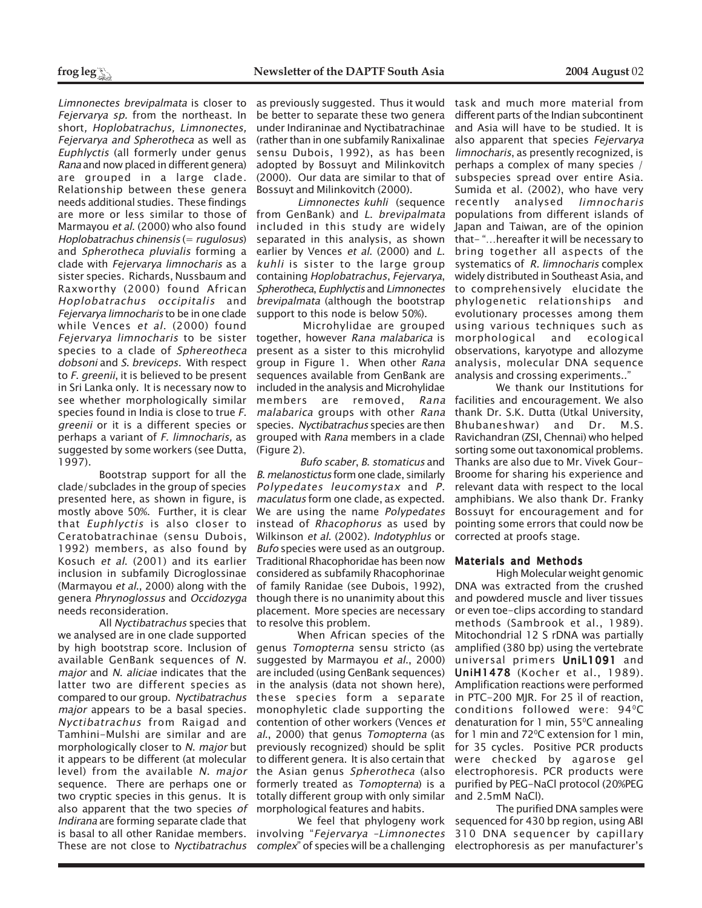*Limnonectes brevipalmata* is closer to *Fejervarya sp.* from the northeast. In short, *Hoplobatrachus, Limnonectes, Fejervarya and Spherotheca* as well as *Euphlyctis* (all formerly under genus *Rana* and now placed in different genera) are grouped in a large clade. Relationship between these genera needs additional studies. These findings are more or less similar to those of Marmayou *et al.* (2000) who also found *Hoplobatrachus chinensis* (= *rugulosus*) and *Spherotheca pluvialis* forming a clade with *Fejervarya limnocharis* as a sister species. Richards, Nussbaum and Raxworthy (2000) found African *Hoplobatrachus occipitalis* and *Fejervarya limnocharis* to be in one clade while Vences *et al.* (2000) found *Fejervarya limnocharis* to be sister species to a clade of *Sphereotheca dobsoni* and *S. breviceps*. With respect to *F. greenii*, it is believed to be present in Sri Lanka only. It is necessary now to see whether morphologically similar species found in India is close to true *F. greenii* or it is a different species or perhaps a variant of *F. limnocharis,* as suggested by some workers (see Dutta, 1997).

Bootstrap support for all the clade/subclades in the group of species presented here, as shown in figure, is mostly above 50%. Further, it is clear that *Euphlyctis* is also closer to Ceratobatrachinae (sensu Dubois, 1992) members, as also found by Kosuch *et al.* (2001) and its earlier inclusion in subfamily Dicroglossinae (Marmayou *et al.*, 2000) along with the genera *Phrynoglossus* and *Occidozyga* needs reconsideration.

All *Nyctibatrachus* species that we analysed are in one clade supported by high bootstrap score. Inclusion of available GenBank sequences of *N. major* and *N. aliciae* indicates that the latter two are different species as compared to our group. *Nyctibatrachus major* appears to be a basal species. *Nyctibatrachus* from Raigad and Tamhini-Mulshi are similar and are morphologically closer to *N. major* but it appears to be different (at molecular level) from the available *N. major* sequence. There are perhaps one or two cryptic species in this genus. It is also apparent that the two species *of Indirana* are forming separate clade that is basal to all other Ranidae members. These are not close to *Nyctibatrachus* as previously suggested. Thus it would be better to separate these two genera under Indiraninae and Nyctibatrachinae (rather than in one subfamily Ranixalinae sensu Dubois, 1992), as has been adopted by Bossuyt and Milinkovitch (2000). Our data are similar to that of Bossuyt and Milinkovitch (2000).

*Limnonectes kuhli* (sequence from GenBank) and *L. brevipalmata* included in this study are widely separated in this analysis, as shown earlier by Vences *et al.* (2000) and *L. kuhli* is sister to the large group containing *Hoplobatrachus*, *Fejervarya*, *Spherotheca*, *Euphlyctis* and *Limnonectes brevipalmata* (although the bootstrap support to this node is below 50%).

Microhylidae are grouped together, however *Rana malabarica* is present as a sister to this microhylid group in Figure 1. When other *Rana* sequences available from GenBank are included in the analysis and Microhylidae members are removed, *Rana malabarica* groups with other *Rana* species. *Nyctibatrachus* species are then grouped with *Rana* members in a clade (Figure 2).

*Bufo scaber*, *B. stomaticus* and *B. melanostictus* form one clade, similarly *Polypedates leucomystax* and *P. maculatus* form one clade, as expected. We are using the name *Polypedates* instead of *Rhacophorus* as used by Wilkinson *et al.* (2002). *Indotyphlus* or *Bufo* species were used as an outgroup. Traditional Rhacophoridae has been now considered as subfamily Rhacophorinae of family Ranidae (see Dubois, 1992), though there is no unanimity about this placement. More species are necessary to resolve this problem.

When African species of the genus *Tomopterna* sensu stricto (as suggested by Marmayou *et al.*, 2000) are included (using GenBank sequences) in the analysis (data not shown here), these species form a separate monophyletic clade supporting the contention of other workers (Vences *et al.*, 2000) that genus *Tomopterna* (as previously recognized) should be split to different genera. It is also certain that the Asian genus *Spherotheca* (also formerly treated as *Tomopterna*) is a totally different group with only similar morphological features and habits.

We feel that phylogeny work involving "*Fejervarya -Limnonectes complex*" of species will be a challenging task and much more material from different parts of the Indian subcontinent and Asia will have to be studied. It is also apparent that species *Fejervarya limnocharis*, as presently recognized, is perhaps a complex of many species / subspecies spread over entire Asia. Sumida et al. (2002), who have very recently analysed *limnocharis* populations from different islands of Japan and Taiwan, are of the opinion that- "…hereafter it will be necessary to bring together all aspects of the systematics of *R. limnocharis* complex widely distributed in Southeast Asia, and to comprehensively elucidate the phylogenetic relationships and evolutionary processes among them using various techniques such as morphological and ecological observations, karyotype and allozyme analysis, molecular DNA sequence analysis and crossing experiments.."

We thank our Institutions for facilities and encouragement. We also thank Dr. S.K. Dutta (Utkal University, Bhubaneshwar) and Dr. M.S. Ravichandran (ZSI, Chennai) who helped sorting some out taxonomical problems. Thanks are also due to Mr. Vivek Gour-Broome for sharing his experience and relevant data with respect to the local amphibians. We also thank Dr. Franky Bossuyt for encouragement and for pointing some errors that could now be corrected at proofs stage.

## Materials and Methods

High Molecular weight genomic DNA was extracted from the crushed and powdered muscle and liver tissues or even toe-clips according to standard methods (Sambrook et al., 1989). Mitochondrial 12 S rDNA was partially amplified (380 bp) using the vertebrate universal primers **UniL1091** and **UniH1478** (Kocher et al., 1989). Amplification reactions were performed in PTC-200 MJR. For 25 ìl of reaction, conditions followed were: 94°C denaturation for 1 min, 55°C annealing for 1 min and 72°C extension for 1 min, for 35 cycles. Positive PCR products were checked by agarose gel electrophoresis. PCR products were purified by PEG-NaCl protocol (20%PEG and 2.5mM NaCl).

The purified DNA samples were sequenced for 430 bp region, using ABI 310 DNA sequencer by capillary electrophoresis as per manufacturer's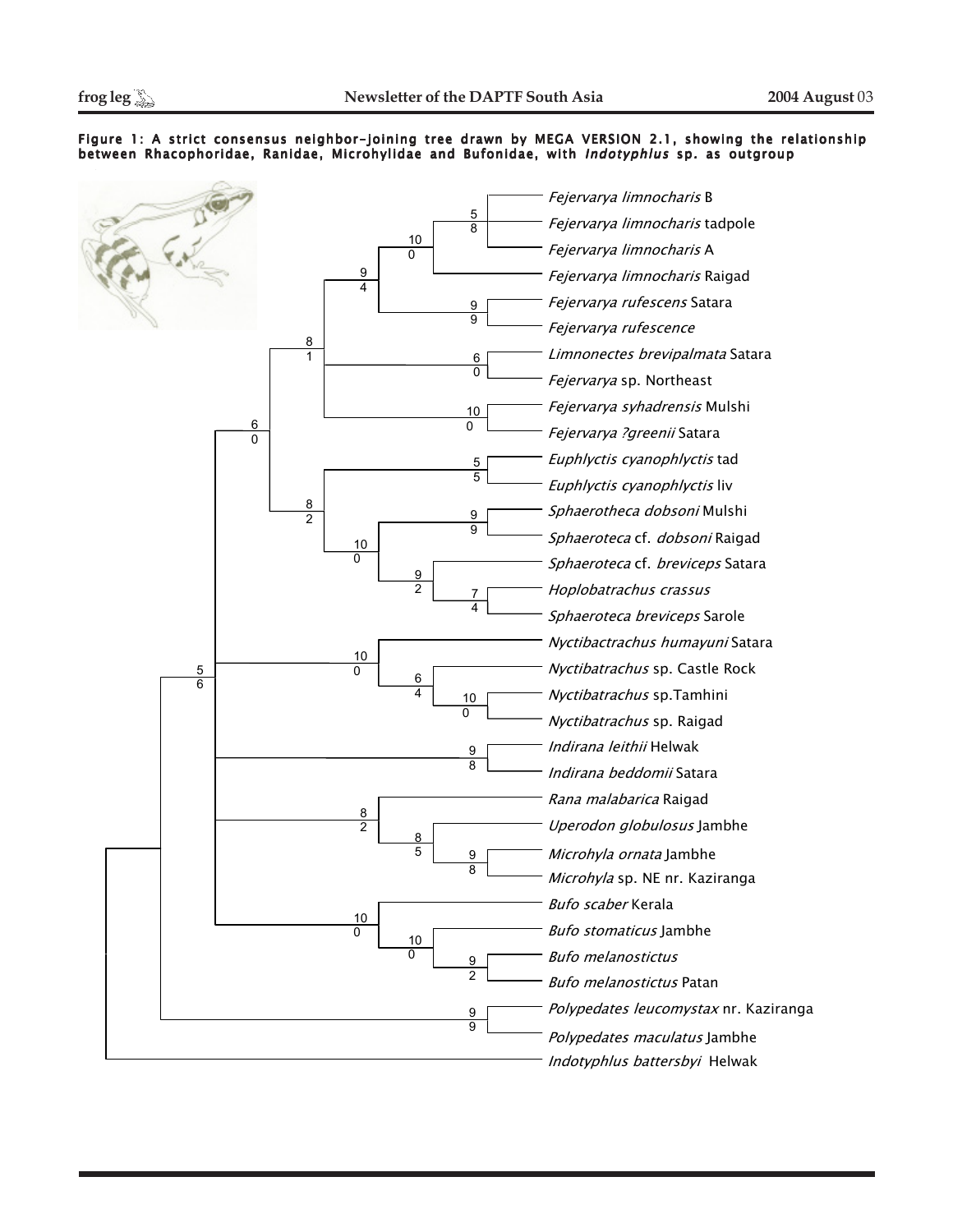**Figure 1: A strict consensus neighbor-joining tree drawn by MEGA VERSION 2.1, showing the relationship between Rhacophoridae, Ranidae, Microhylidae and Bufonidae, with *Indotyphlus* sp. as outgroup**

*Fejervarya limnocharis* B
*Fejervarya limnocharis* tadpole
*Fejervarya limnocharis* A
*Fejervarya limnocharis* Raigad
*Fejervarya rufescens* Satara
*Fejervarya rufescence*
*Limnonectes brevipalmata* Satara
*Fejervarya* sp. Northeast
*Fejervarya syhadrensis* Mulshi
*Fejervarya ?greenii* Satara
*Euphlyctis cyanophlyctis* tad
*Euphlyctis cyanophlyctis* liv
*Sphaerotheca dobsoni* Mulshi
*Sphaeroteca* cf. *dobsoni* Raigad
*Sphaeroteca* cf. *breviceps* Satara
*Hoplobatrachus crassus*
*Sphaeroteca breviceps* Sarole
*Nyctibactrachus humayuni* Satara
*Nyctibatrachus* sp. Castle Rock
*Nyctibatrachus* sp.Tamhini
*Nyctibatrachus* sp. Raigad
*Indirana leithii* Helwak
*Indirana beddomii* Satara
*Rana malabarica* Raigad
*Uperodon globulosus* Jambhe
*Microhyla ornata* Jambhe
*Microhyla* sp. NE nr. Kaziranga
*Bufo scaber* Kerala
*Bufo stomaticus* Jambhe
*Bufo melanostictus*
*Bufo melanostictus* Patan
*Polypedates leucomystax* nr. Kaziranga
*Polypedates maculatus* Jambhe
*Indotyphlus battersbyi* Helwak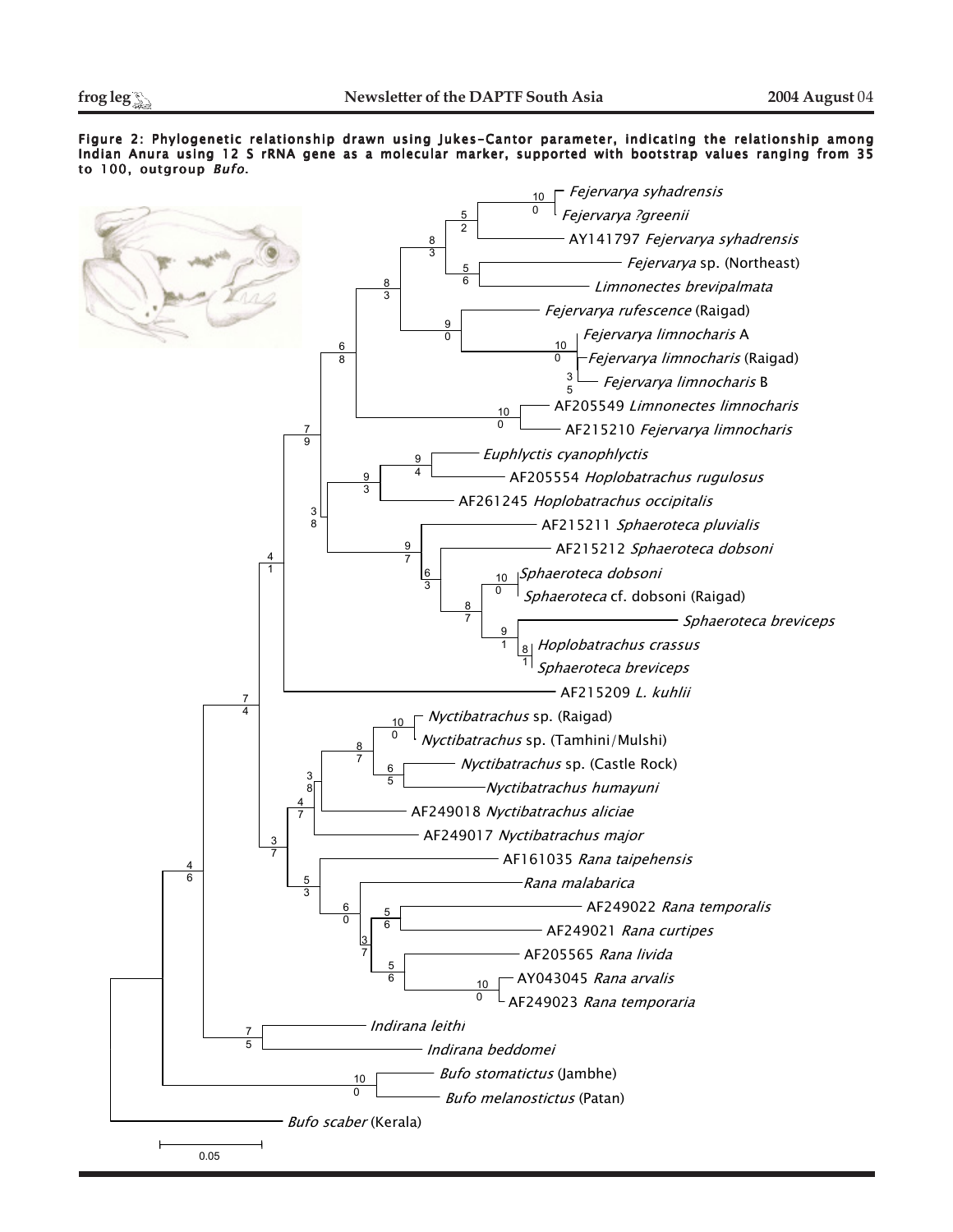**Figure 2: Phylogenetic relationship drawn using Jukes-Cantor parameter, indicating the relationship among Indian Anura using 12 S rRNA gene as a molecular marker, supported with bootstrap values ranging from 35 to 100, outgroup *Bufo*.**

*Fejervarya syhadrensis*
*Fejervarya ?greenii*
AY141797 *Fejervarya syhadrensis*
*Fejervarya* sp. (Northeast)
*Limnonectes brevipalmata*
*Fejervarya rufescence* (Raigad)
*Fejervarya limnocharis* A
*Fejervarya limnocharis* (Raigad)
*Fejervarya limnocharis* B
AF205549 *Limnonectes limnocharis*
AF215210 *Fejervarya limnocharis*
*Euphlyctis cyanophlyctis*
AF205554 *Hoplobatrachus rugulosus*
AF261245 *Hoplobatrachus occipitalis*
AF215211 *Sphaeroteca pluvialis*
AF215212 *Sphaeroteca dobsoni*
*Sphaeroteca dobsoni*
*Sphaeroteca* cf. dobsoni (Raigad)
*Sphaeroteca breviceps*
*Hoplobatrachus crassus*
*Sphaeroteca breviceps*
AF215209 *L. kuhlii*
*Nyctibatrachus* sp. (Raigad)
*Nyctibatrachus* sp. (Tamhini/Mulshi)
*Nyctibatrachus* sp. (Castle Rock)
*Nyctibatrachus humayuni*
AF249018 *Nyctibatrachus aliciae*
AF249017 *Nyctibatrachus major*
AF161035 *Rana taipehensis*
*Rana malabarica*
AF249022 *Rana temporalis*
AF249021 *Rana curtipes*
AF205565 *Rana livida*
AY043045 *Rana arvalis*
AF249023 *Rana temporaria*
*Indirana leithi*
*Indirana beddomei*
*Bufo stomatictus* (Jambhe)
*Bufo melanostictus* (Patan)
*Bufo scaber* (Kerala)

0.05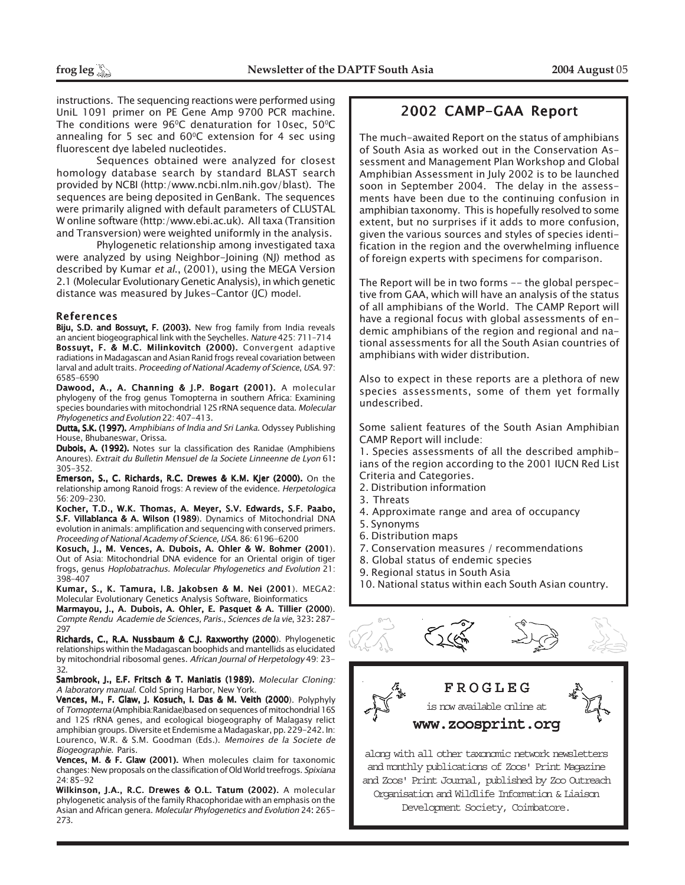instructions. The sequencing reactions were performed using UniL 1091 primer on PE Gene Amp 9700 PCR machine. The conditions were 96$^0$C denaturation for 10sec, 50$^0$C annealing for 5 sec and 60$^0$C extension for 4 sec using fluorescent dye labeled nucleotides.

Sequences obtained were analyzed for closest homology database search by standard BLAST search provided by NCBI (http:/www.ncbi.nlm.nih.gov/blast). The sequences are being deposited in GenBank. The sequences were primarily aligned with default parameters of CLUSTAL W online software (http:/www.ebi.ac.uk). All taxa (Transition and Transversion) were weighted uniformly in the analysis.

Phylogenetic relationship among investigated taxa were analyzed by using Neighbor-Joining (NJ) method as described by Kumar *et al.*, (2001), using the MEGA Version 2.1 (Molecular Evolutionary Genetic Analysis), in which genetic distance was measured by Jukes-Cantor (JC) model.

## References

**Biju, S.D. and Bossuyt, F. (2003).** New frog family from India reveals an ancient biogeographical link with the Seychelles. *Nature* 425: 711-714

**Bossuyt, F. & M.C. Milinkovitch (2000).** Convergent adaptive radiations in Madagascan and Asian Ranid frogs reveal covariation between larval and adult traits. *Proceeding of National Academy of Science, USA.* 97: 6585-6590

**Dawood, A., A. Channing & J.P. Bogart (2001).** A molecular phylogeny of the frog genus Tomopterna in southern Africa: Examining species boundaries with mitochondrial 12S rRNA sequence data. *Molecular Phylogenetics and Evolution* 22: 407-413.

**Dutta, S.K. (1997).** *Amphibians of India and Sri Lanka.* Odyssey Publishing House, Bhubaneswar, Orissa.

**Dubois, A. (1992).** Notes sur la classification des Ranidae (Amphibiens Anoures). *Extrait du Bulletin Mensuel de la Societe Linneenne de Lyon* 61: 305-352.

**Emerson, S., C. Richards, R.C. Drewes & K.M. Kjer (2000).** On the relationship among Ranoid frogs: A review of the evidence. *Herpetologica* 56: 209-230.

**Kocher, T.D., W.K. Thomas, A. Meyer, S.V. Edwards, S.F. Paabo, S.F. Villablanca & A. Wilson (1989).** Dynamics of Mitochondrial DNA evolution in animals: amplification and sequencing with conserved primers. *Proceeding of National Academy of Science, USA.* 86: 6196-6200

**Kosuch, J., M. Vences, A. Dubois, A. Ohler & W. Bohmer (2001).** Out of Asia: Mitochondrial DNA evidence for an Oriental origin of tiger frogs, genus *Hoplobatrachus*. *Molecular Phylogenetics and Evolution* 21: 398-407

**Kumar, S., K. Tamura, I.B. Jakobsen & M. Nei (2001).** MEGA2: Molecular Evolutionary Genetics Analysis Software, Bioinformatics

**Marmayou, J., A. Dubois, A. Ohler, E. Pasquet & A. Tillier (2000).** *Compte Rendu Academie de Sciences, Paris., Sciences de la vie*, 323: 287-297

**Richards, C., R.A. Nussbaum & C.J. Raxworthy (2000).** Phylogenetic relationships within the Madagascan boophids and mantellids as elucidated by mitochondrial ribosomal genes. *African Journal of Herpetology* 49: 23-32.

**Sambrook, J., E.F. Fritsch & T. Maniatis (1989).** *Molecular Cloning: A laboratory manual.* Cold Spring Harbor, New York.

**Vences, M., F. Glaw, J. Kosuch, I. Das & M. Veith (2000).** Polyphyly of *Tomopterna* (Amphibia:Ranidae)based on sequences of mitochondrial 16S and 12S rRNA genes, and ecological biogeography of Malagasy relict amphibian groups. Diversite et Endemisme a Madagaskar, pp. 229-242. In: Lourenco, W.R. & S.M. Goodman (Eds.). *Memoires de la Societe de Biogeographie.* Paris.

**Vences, M. & F. Glaw (2001).** When molecules claim for taxonomic changes: New proposals on the classification of Old World treefrogs. *Spixiana* 24: 85-92

**Wilkinson, J.A., R.C. Drewes & O.L. Tatum (2002).** A molecular phylogenetic analysis of the family Rhacophoridae with an emphasis on the Asian and African genera. *Molecular Phylogenetics and Evolution* 24: 265-273.

## 2002 CAMP-GAA Report

The much-awaited Report on the status of amphibians of South Asia as worked out in the Conservation Assessment and Management Plan Workshop and Global Amphibian Assessment in July 2002 is to be launched soon in September 2004. The delay in the assessments have been due to the continuing confusion in amphibian taxonomy. This is hopefully resolved to some extent, but no surprises if it adds to more confusion, given the various sources and styles of species identification in the region and the overwhelming influence of foreign experts with specimens for comparison.

The Report will be in two forms -- the global perspective from GAA, which will have an analysis of the status of all amphibians of the World. The CAMP Report will have a regional focus with global assessments of endemic amphibians of the region and regional and national assessments for all the South Asian countries of amphibians with wider distribution.

Also to expect in these reports are a plethora of new species assessments, some of them yet formally undescribed.

Some salient features of the South Asian Amphibian CAMP Report will include:

1. Species assessments of all the described amphibians of the region according to the 2001 IUCN Red List Criteria and Categories.
2. Distribution information
3. Threats
4. Approximate range and area of occupancy
5. Synonyms
6. Distribution maps
7. Conservation measures / recommendations
8. Global status of endemic species
9. Regional status in South Asia
10. National status within each South Asian country.

## FROGLEG

is now available online at

**www.zoosprint.org**

along with all other taxonomic network newsletters and monthly publications of Zoos' Print Magazine and Zoos' Print Journal, published by Zoo Outreach Organisation and Wildlife Information & Liaison Development Society, Coimbatore.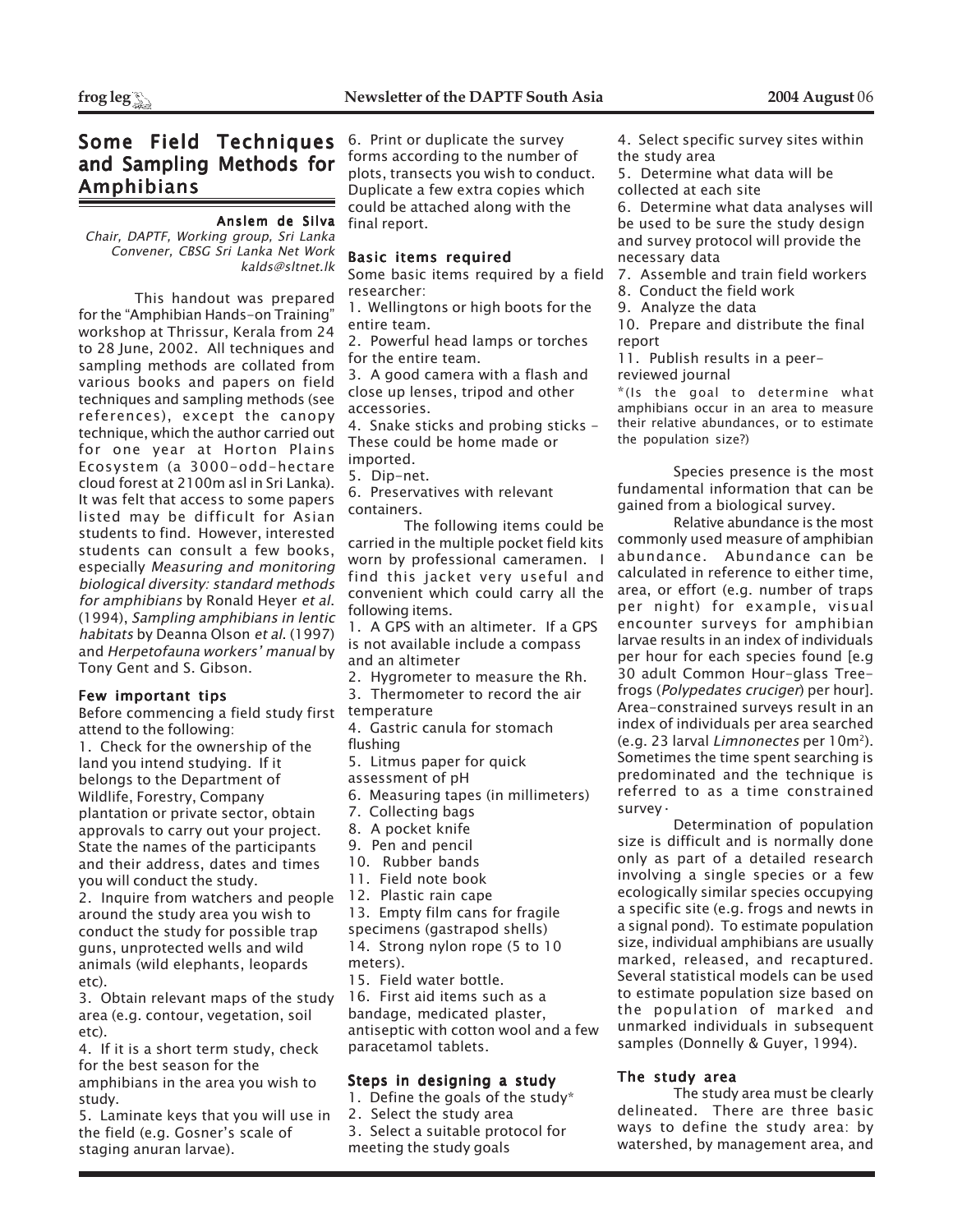# Some Field Techniques and Sampling Methods for Amphibians

**Anslem de Silva**
*Chair, DAPTF, Working group, Sri Lanka*
*Convener, CBSG Sri Lanka Net Work*
*kalds@sltnet.lk*

This handout was prepared for the "Amphibian Hands-on Training" workshop at Thrissur, Kerala from 24 to 28 June, 2002. All techniques and sampling methods are collated from various books and papers on field techniques and sampling methods (see references), except the canopy technique, which the author carried out for one year at Horton Plains Ecosystem (a 3000-odd-hectare cloud forest at 2100m asl in Sri Lanka). It was felt that access to some papers listed may be difficult for Asian students to find. However, interested students can consult a few books, especially *Measuring and monitoring biological diversity: standard methods for amphibians* by Ronald Heyer *et al.* (1994), *Sampling amphibians in lentic habitats* by Deanna Olson *et al.* (1997) and *Herpetofauna workers' manual* by Tony Gent and S. Gibson.

## Few important tips

Before commencing a field study first attend to the following:

1. Check for the ownership of the land you intend studying. If it belongs to the Department of Wildlife, Forestry, Company plantation or private sector, obtain approvals to carry out your project. State the names of the participants and their address, dates and times you will conduct the study.
2. Inquire from watchers and people around the study area you wish to conduct the study for possible trap guns, unprotected wells and wild animals (wild elephants, leopards etc).
3. Obtain relevant maps of the study area (e.g. contour, vegetation, soil etc).
4. If it is a short term study, check for the best season for the amphibians in the area you wish to study.
5. Laminate keys that you will use in the field (e.g. Gosner's scale of staging anuran larvae).
6. Print or duplicate the survey forms according to the number of plots, transects you wish to conduct. Duplicate a few extra copies which could be attached along with the final report.

## Basic items required

Some basic items required by a field researcher:

1. Wellingtons or high boots for the entire team.
2. Powerful head lamps or torches for the entire team.
3. A good camera with a flash and close up lenses, tripod and other accessories.
4. Snake sticks and probing sticks - These could be home made or imported.
5. Dip-net.
6. Preservatives with relevant containers.

The following items could be carried in the multiple pocket field kits worn by professional cameramen. I find this jacket very useful and convenient which could carry all the following items.

1. A GPS with an altimeter. If a GPS is not available include a compass and an altimeter
2. Hygrometer to measure the Rh.
3. Thermometer to record the air temperature
4. Gastric canula for stomach flushing
5. Litmus paper for quick assessment of pH
6. Measuring tapes (in millimeters)
7. Collecting bags
8. A pocket knife
9. Pen and pencil
10. Rubber bands
11. Field note book
12. Plastic rain cape
13. Empty film cans for fragile specimens (gastrapod shells)
14. Strong nylon rope (5 to 10 meters).
15. Field water bottle.
16. First aid items such as a bandage, medicated plaster, antiseptic with cotton wool and a few paracetamol tablets.

## Steps in designing a study

1. Define the goals of the study*
2. Select the study area
3. Select a suitable protocol for meeting the study goals
4. Select specific survey sites within the study area
5. Determine what data will be collected at each site
6. Determine what data analyses will be used to be sure the study design and survey protocol will provide the necessary data
7. Assemble and train field workers
8. Conduct the field work
9. Analyze the data
10. Prepare and distribute the final report
11. Publish results in a peer-reviewed journal

*(Is the goal to determine what amphibians occur in an area to measure their relative abundances, or to estimate the population size?)

Species presence is the most fundamental information that can be gained from a biological survey.

Relative abundance is the most commonly used measure of amphibian abundance. Abundance can be calculated in reference to either time, area, or effort (e.g. number of traps per night) for example, visual encounter surveys for amphibian larvae results in an index of individuals per hour for each species found [e.g 30 adult Common Hour-glass Tree-frogs (*Polypedates cruciger*) per hour]. Area-constrained surveys result in an index of individuals per area searched (e.g. 23 larval *Limnonectes* per 10m$^2$). Sometimes the time spent searching is predominated and the technique is referred to as a time constrained survey.

Determination of population size is difficult and is normally done only as part of a detailed research involving a single species or a few ecologically similar species occupying a specific site (e.g. frogs and newts in a signal pond). To estimate population size, individual amphibians are usually marked, released, and recaptured. Several statistical models can be used to estimate population size based on the population of marked and unmarked individuals in subsequent samples (Donnelly & Guyer, 1994).

## The study area

The study area must be clearly delineated. There are three basic ways to define the study area: by watershed, by management area, and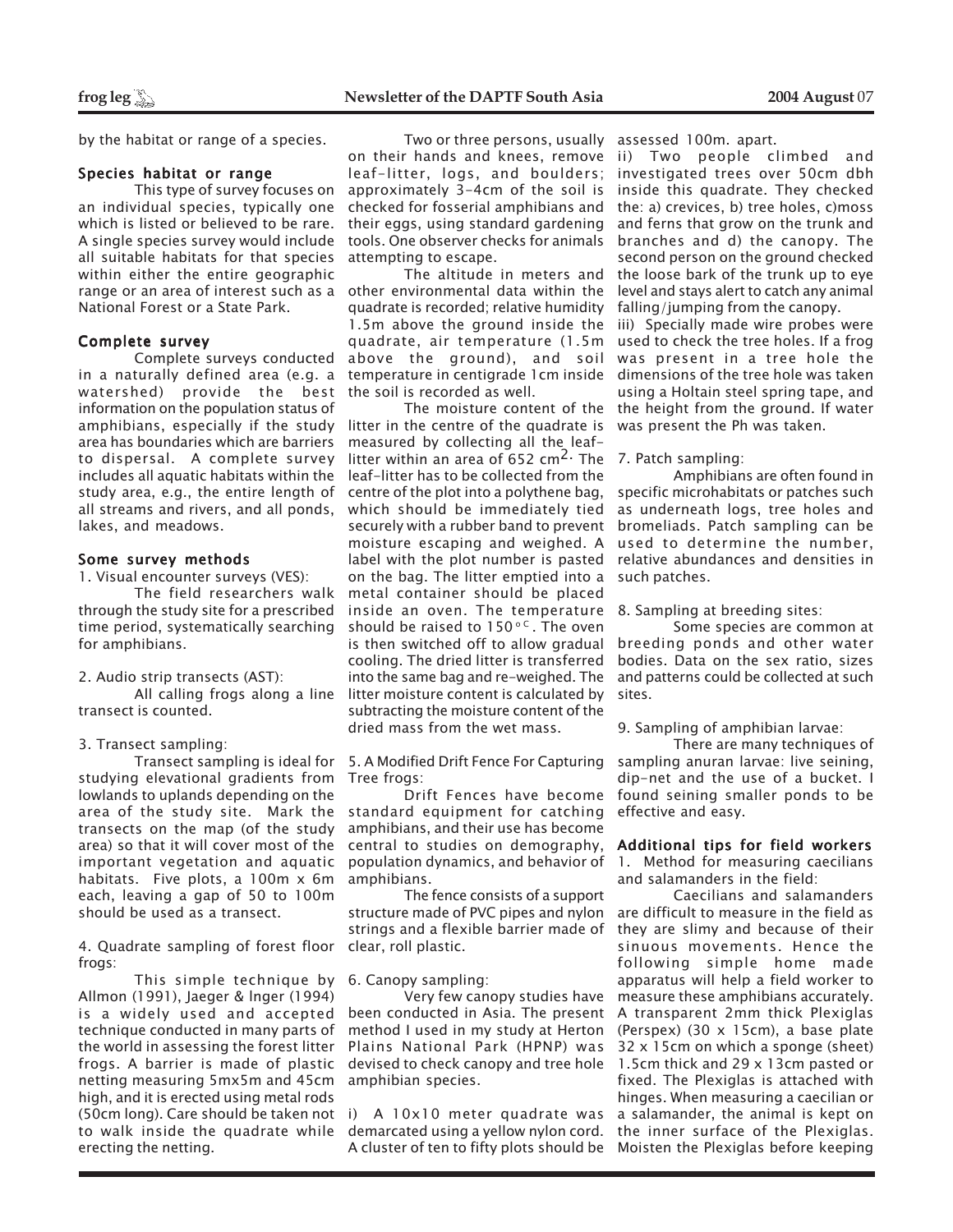by the habitat or range of a species.

### Species habitat or range

This type of survey focuses on an individual species, typically one which is listed or believed to be rare. A single species survey would include all suitable habitats for that species within either the entire geographic range or an area of interest such as a National Forest or a State Park.

### Complete survey

Complete surveys conducted in a naturally defined area (e.g. a watershed) provide the best information on the population status of amphibians, especially if the study area has boundaries which are barriers to dispersal. A complete survey includes all aquatic habitats within the study area, e.g., the entire length of all streams and rivers, and all ponds, lakes, and meadows.

### Some survey methods

1. Visual encounter surveys (VES):

The field researchers walk through the study site for a prescribed time period, systematically searching for amphibians.

2. Audio strip transects (AST):

All calling frogs along a line transect is counted.

3. Transect sampling:

Transect sampling is ideal for studying elevational gradients from lowlands to uplands depending on the area of the study site. Mark the transects on the map (of the study area) so that it will cover most of the important vegetation and aquatic habitats. Five plots, a 100m x 6m each, leaving a gap of 50 to 100m should be used as a transect.

4. Quadrate sampling of forest floor frogs:

This simple technique by Allmon (1991), Jaeger & Inger (1994) is a widely used and accepted technique conducted in many parts of the world in assessing the forest litter frogs. A barrier is made of plastic netting measuring 5mx5m and 45cm high, and it is erected using metal rods (50cm long). Care should be taken not to walk inside the quadrate while erecting the netting.

Two or three persons, usually on their hands and knees, remove leaf-litter, logs, and boulders; approximately 3-4cm of the soil is checked for fosserial amphibians and their eggs, using standard gardening tools. One observer checks for animals attempting to escape.

The altitude in meters and other environmental data within the quadrate is recorded; relative humidity 1.5m above the ground inside the quadrate, air temperature (1.5m above the ground), and soil temperature in centigrade 1cm inside the soil is recorded as well.

The moisture content of the litter in the centre of the quadrate is measured by collecting all the leaf-litter within an area of 652 $cm^2$. The leaf-litter has to be collected from the centre of the plot into a polythene bag, which should be immediately tied securely with a rubber band to prevent moisture escaping and weighed. A label with the plot number is pasted on the bag. The litter emptied into a metal container should be placed inside an oven. The temperature should be raised to 150 $^{o}C$. The oven is then switched off to allow gradual cooling. The dried litter is transferred into the same bag and re-weighed. The litter moisture content is calculated by subtracting the moisture content of the dried mass from the wet mass.

5. A Modified Drift Fence For Capturing Tree frogs:

Drift Fences have become standard equipment for catching amphibians, and their use has become central to studies on demography, population dynamics, and behavior of amphibians.

The fence consists of a support structure made of PVC pipes and nylon strings and a flexible barrier made of clear, roll plastic.

6. Canopy sampling:

Very few canopy studies have been conducted in Asia. The present method I used in my study at Herton Plains National Park (HPNP) was devised to check canopy and tree hole amphibian species.

i) A 10x10 meter quadrate was demarcated using a yellow nylon cord. A cluster of ten to fifty plots should be assessed 100m. apart.

ii) Two people climbed and investigated trees over 50cm dbh inside this quadrate. They checked the: a) crevices, b) tree holes, c)moss and ferns that grow on the trunk and branches and d) the canopy. The second person on the ground checked the loose bark of the trunk up to eye level and stays alert to catch any animal falling/jumping from the canopy.

iii) Specially made wire probes were used to check the tree holes. If a frog was present in a tree hole the dimensions of the tree hole was taken using a Holtain steel spring tape, and the height from the ground. If water was present the Ph was taken.

7. Patch sampling:

Amphibians are often found in specific microhabitats or patches such as underneath logs, tree holes and bromeliads. Patch sampling can be used to determine the number, relative abundances and densities in such patches.

8. Sampling at breeding sites:

Some species are common at breeding ponds and other water bodies. Data on the sex ratio, sizes and patterns could be collected at such sites.

9. Sampling of amphibian larvae:

There are many techniques of sampling anuran larvae: live seining, dip-net and the use of a bucket. I found seining smaller ponds to be effective and easy.

### Additional tips for field workers

1. Method for measuring caecilians and salamanders in the field:

Caecilians and salamanders are difficult to measure in the field as they are slimy and because of their sinuous movements. Hence the following simple home made apparatus will help a field worker to measure these amphibians accurately. A transparent 2mm thick Plexiglas (Perspex) (30 x 15cm), a base plate 32 x 15cm on which a sponge (sheet) 1.5cm thick and 29 x 13cm pasted or fixed. The Plexiglas is attached with hinges. When measuring a caecilian or a salamander, the animal is kept on the inner surface of the Plexiglas. Moisten the Plexiglas before keeping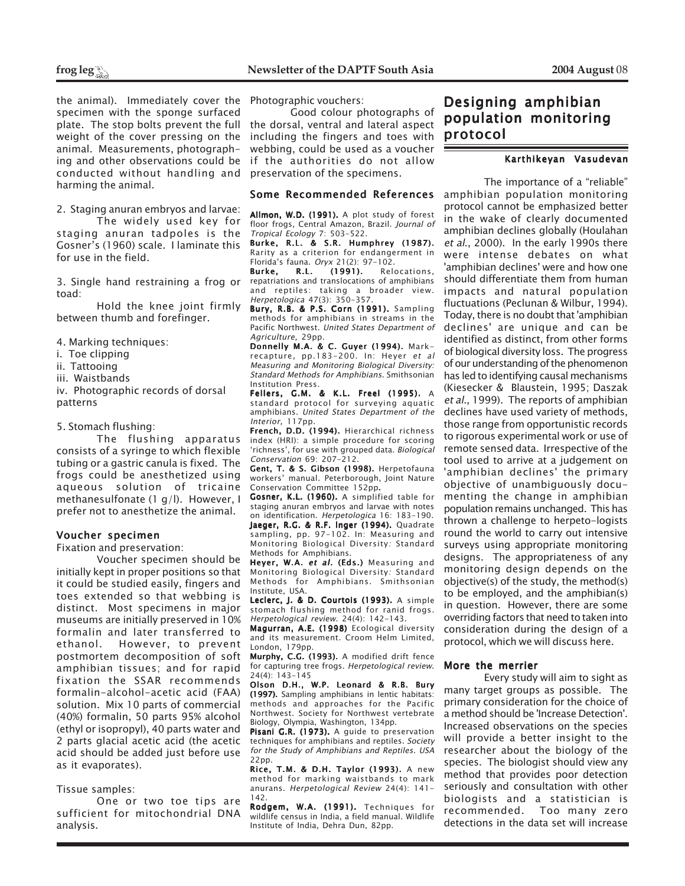the animal). Immediately cover the specimen with the sponge surfaced plate. The stop bolts prevent the full weight of the cover pressing on the animal. Measurements, photographing and other observations could be conducted without handling and harming the animal.

2. Staging anuran embryos and larvae:

The widely used key for staging anuran tadpoles is the Gosner's (1960) scale. I laminate this for use in the field.

3. Single hand restraining a frog or toad:

Hold the knee joint firmly between thumb and forefinger.

4. Marking techniques:
- i. Toe clipping
- ii. Tattooing
- iii. Waistbands
- iv. Photographic records of dorsal patterns

5. Stomach flushing:

The flushing apparatus consists of a syringe to which flexible tubing or a gastric canula is fixed. The frogs could be anesthetized using aqueous solution of tricaine methanesulfonate (1 g/l). However, I prefer not to anesthetize the animal.

### Voucher specimen

Fixation and preservation:

Voucher specimen should be initially kept in proper positions so that it could be studied easily, fingers and toes extended so that webbing is distinct. Most specimens in major museums are initially preserved in 10% formalin and later transferred to ethanol. However, to prevent postmortem decomposition of soft amphibian tissues; and for rapid fixation the SSAR recommends formalin-alcohol-acetic acid (FAA) solution. Mix 10 parts of commercial (40%) formalin, 50 parts 95% alcohol (ethyl or isopropyl), 40 parts water and 2 parts glacial acetic acid (the acetic acid should be added just before use as it evaporates).

Tissue samples:

One or two toe tips are sufficient for mitochondrial DNA analysis.

Photographic vouchers:

Good colour photographs of the dorsal, ventral and lateral aspect including the fingers and toes with webbing, could be used as a voucher if the authorities do not allow preservation of the specimens.

### Some Recommended References

**Allmon, W.D. (1991).** A plot study of forest floor frogs, Central Amazon, Brazil. *Journal of Tropical Ecology* 7: 503-522.

**Burke, R.L. & S.R. Humphrey (1987).** Rarity as a criterion for endangerment in Florida's fauna. *Oryx* 21(2): 97-102.

**Burke, R.L. (1991).** Relocations, repatriations and translocations of amphibians and reptiles: taking a broader view. *Herpetologica* 47(3): 350-357.

**Bury, R.B. & P.S. Corn (1991).** Sampling methods for amphibians in streams in the Pacific Northwest. *United States Department of Agriculture*, 29pp.

**Donnelly M.A. & C. Guyer (1994).** Mark-recapture, pp.183-200. In: Heyer *et al* *Measuring and Monitoring Biological Diversity: Standard Methods for Amphibians.* Smithsonian Institution Press.

**Fellers, G.M. & K.L. Freel (1995).** A standard protocol for surveying aquatic amphibians. *United States Department of the Interior*, 117pp.

**French, D.D. (1994).** Hierarchical richness index (HRI): a simple procedure for scoring 'richness', for use with grouped data. *Biological Conservation* 69: 207-212.

**Gent, T. & S. Gibson (1998).** Herpetofauna workers' manual. Peterborough, Joint Nature Conservation Committee 152pp.

**Gosner, K.L. (1960).** A simplified table for staging anuran embryos and larvae with notes on identification. *Herpetologica* 16: 183-190.

**Jaeger, R.G. & R.F. Inger (1994).** Quadrate sampling, pp. 97-102. In: Measuring and Monitoring Biological Diversity: Standard Methods for Amphibians.

**Heyer, W.A. *et al*. (Eds.)** Measuring and Monitoring Biological Diversity: Standard Methods for Amphibians. Smithsonian Institute, USA.

**Leclerc, J. & D. Courtois (1993).** A simple stomach flushing method for ranid frogs. *Herpetological review.* 24(4): 142-143.

**Magurran, A.E. (1998)** Ecological diversity and its measurement. Croom Helm Limited, London, 179pp.

**Murphy, C.G. (1993).** A modified drift fence for capturing tree frogs. *Herpetological review.* 24(4): 143-145

**Olson D.H., W.P. Leonard & R.B. Bury (1997).** Sampling amphibians in lentic habitats: methods and approaches for the Pacific Northwest. Society for Northwest vertebrate Biology, Olympia, Washington, 134pp.

**Pisani G.R. (1973).** A guide to preservation techniques for amphibians and reptiles. *Society for the Study of Amphibians and Reptiles. USA* 22pp.

**Rice, T.M. & D.H. Taylor (1993).** A new method for marking waistbands to mark anurans. *Herpetological Review* 24(4): 141-142.

**Rodgem, W.A. (1991).** Techniques for wildlife census in India, a field manual. Wildlife Institute of India, Dehra Dun, 82pp.

## Designing amphibian population monitoring protocol

**Karthikeyan Vasudevan**

The importance of a "reliable" amphibian population monitoring protocol cannot be emphasized better in the wake of clearly documented amphibian declines globally (Houlahan *et al.*, 2000). In the early 1990s there were intense debates on what 'amphibian declines' were and how one should differentiate them from human impacts and natural population fluctuations (Peclunan & Wilbur, 1994). Today, there is no doubt that 'amphibian declines' are unique and can be identified as distinct, from other forms of biological diversity loss. The progress of our understanding of the phenomenon has led to identifying causal mechanisms (Kiesecker & Blaustein, 1995; Daszak *et al.*, 1999). The reports of amphibian declines have used variety of methods, those range from opportunistic records to rigorous experimental work or use of remote sensed data. Irrespective of the tool used to arrive at a judgement on 'amphibian declines' the primary objective of unambiguously documenting the change in amphibian population remains unchanged. This has thrown a challenge to herpeto-logists round the world to carry out intensive surveys using appropriate monitoring designs. The appropriateness of any monitoring design depends on the objective(s) of the study, the method(s) to be employed, and the amphibian(s) in question. However, there are some overriding factors that need to taken into consideration during the design of a protocol, which we will discuss here.

### More the merrier

Every study will aim to sight as many target groups as possible. The primary consideration for the choice of a method should be 'Increase Detection'. Increased observations on the species will provide a better insight to the researcher about the biology of the species. The biologist should view any method that provides poor detection seriously and consultation with other biologists and a statistician is recommended. Too many zero detections in the data set will increase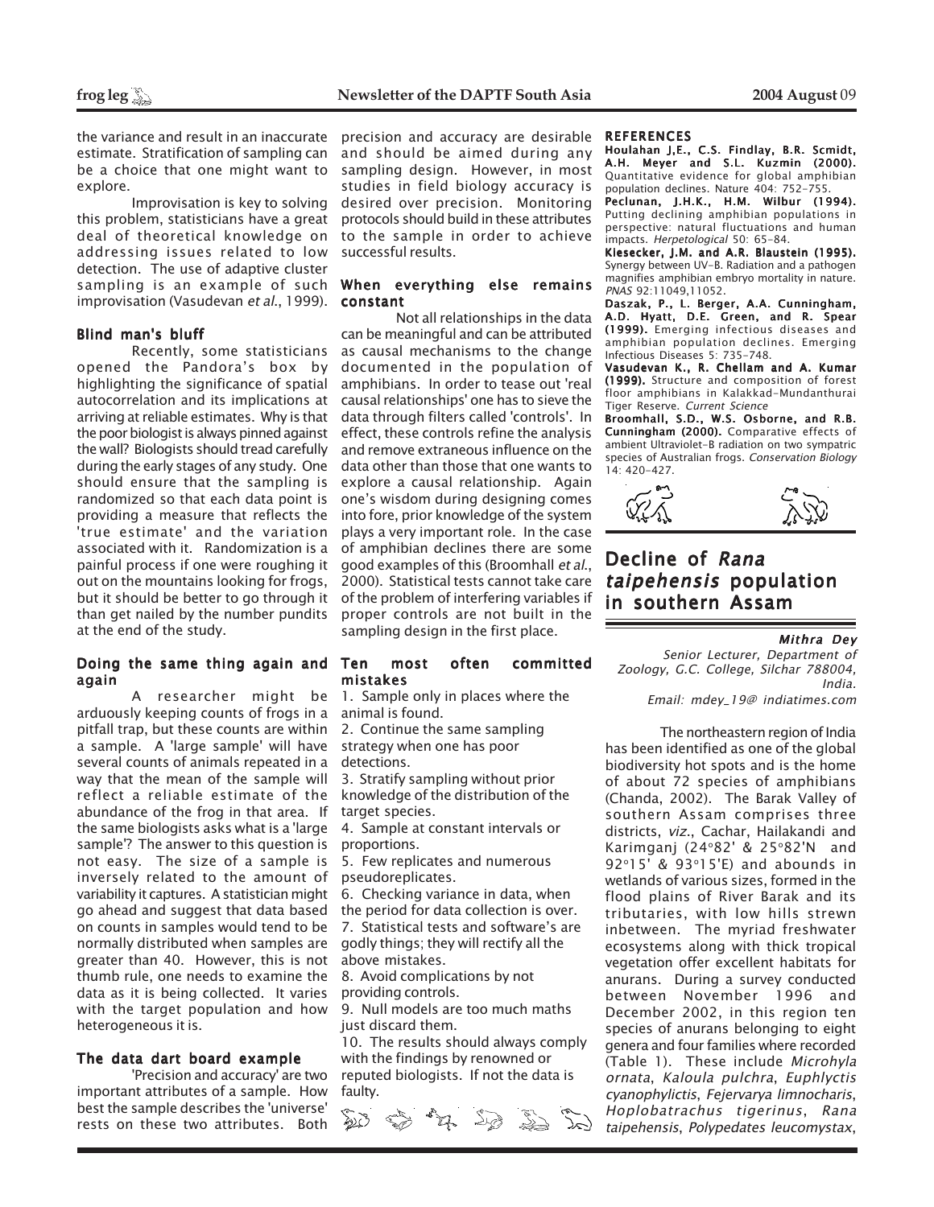the variance and result in an inaccurate estimate. Stratification of sampling can be a choice that one might want to explore.

Improvisation is key to solving this problem, statisticians have a great deal of theoretical knowledge on addressing issues related to low detection. The use of adaptive cluster sampling is an example of such improvisation (Vasudevan *et al*., 1999).

### Blind man's bluff

Recently, some statisticians opened the Pandora's box by highlighting the significance of spatial autocorrelation and its implications at arriving at reliable estimates. Why is that the poor biologist is always pinned against the wall? Biologists should tread carefully during the early stages of any study. One should ensure that the sampling is randomized so that each data point is providing a measure that reflects the 'true estimate' and the variation associated with it. Randomization is a painful process if one were roughing it out on the mountains looking for frogs, but it should be better to go through it than get nailed by the number pundits at the end of the study.

### Doing the same thing again and again

A researcher might be arduously keeping counts of frogs in a pitfall trap, but these counts are within a sample. A 'large sample' will have several counts of animals repeated in a way that the mean of the sample will reflect a reliable estimate of the abundance of the frog in that area. If the same biologists asks what is a 'large sample'? The answer to this question is not easy. The size of a sample is inversely related to the amount of variability it captures. A statistician might go ahead and suggest that data based on counts in samples would tend to be normally distributed when samples are greater than 40. However, this is not thumb rule, one needs to examine the data as it is being collected. It varies with the target population and how heterogeneous it is.

### The data dart board example

'Precision and accuracy' are two important attributes of a sample. How best the sample describes the 'universe' rests on these two attributes. Both precision and accuracy are desirable and should be aimed during any sampling design. However, in most studies in field biology accuracy is desired over precision. Monitoring protocols should build in these attributes to the sample in order to achieve successful results.

### When everything else remains constant

Not all relationships in the data can be meaningful and can be attributed as causal mechanisms to the change documented in the population of amphibians. In order to tease out 'real causal relationships' one has to sieve the data through filters called 'controls'. In effect, these controls refine the analysis and remove extraneous influence on the data other than those that one wants to explore a causal relationship. Again one's wisdom during designing comes into fore, prior knowledge of the system plays a very important role. In the case of amphibian declines there are some good examples of this (Broomhall *et al*., 2000). Statistical tests cannot take care of the problem of interfering variables if proper controls are not built in the sampling design in the first place.

### Ten most often committed mistakes

1. Sample only in places where the animal is found.
2. Continue the same sampling strategy when one has poor detections.
3. Stratify sampling without prior knowledge of the distribution of the target species.
4. Sample at constant intervals or proportions.
5. Few replicates and numerous pseudoreplicates.
6. Checking variance in data, when the period for data collection is over.
7. Statistical tests and software's are godly things; they will rectify all the above mistakes.
8. Avoid complications by not providing controls.
9. Null models are too much maths just discard them.
10. The results should always comply with the findings by renowned or reputed biologists. If not the data is faulty.

### REFERENCES

**Houlahan J,E., C.S. Findlay, B.R. Scmidt, A.H. Meyer and S.L. Kuzmin (2000).** Quantitative evidence for global amphibian population declines. Nature 404: 752-755.

**Peclunan, J.H.K., H.M. Wilbur (1994).** Putting declining amphibian populations in perspective: natural fluctuations and human impacts. *Herpetological* 50: 65-84.

**Kiesecker, J.M. and A.R. Blaustein (1995).** Synergy between UV-B. Radiation and a pathogen magnifies amphibian embryo mortality in nature. *PNAS* 92:11049,11052.

**Daszak, P., L. Berger, A.A. Cunningham, A.D. Hyatt, D.E. Green, and R. Spear (1999).** Emerging infectious diseases and amphibian population declines. Emerging Infectious Diseases 5: 735-748.

**Vasudevan K., R. Chellam and A. Kumar (1999).** Structure and composition of forest floor amphibians in Kalakkad-Mundanthurai Tiger Reserve. *Current Science*

**Broomhall, S.D., W.S. Osborne, and R.B. Cunningham (2000).** Comparative effects of ambient Ultraviolet-B radiation on two sympatric species of Australian frogs. *Conservation Biology* 14: 420-427.

## Decline of *Rana taipehensis* population in southern Assam

***Mithra Dey***
*Senior Lecturer, Department of Zoology, G.C. College, Silchar 788004, India.*
*Email: mdey_19@ indiatimes.com*

The northeastern region of India has been identified as one of the global biodiversity hot spots and is the home of about 72 species of amphibians (Chanda, 2002). The Barak Valley of southern Assam comprises three districts, *viz*., Cachar, Hailakandi and Karimganj (24°82' & 25°82'N and 92°15' & 93°15'E) and abounds in wetlands of various sizes, formed in the flood plains of River Barak and its tributaries, with low hills strewn inbetween. The myriad freshwater ecosystems along with thick tropical vegetation offer excellent habitats for anurans. During a survey conducted between November 1996 and December 2002, in this region ten species of anurans belonging to eight genera and four families where recorded (Table 1). These include *Microhyla ornata*, *Kaloula pulchra*, *Euphlyctis cyanophylictis*, *Fejervarya limnocharis*, *Hoplobatrachus tigerinus*, *Rana taipehensis*, *Polypedates leucomystax*,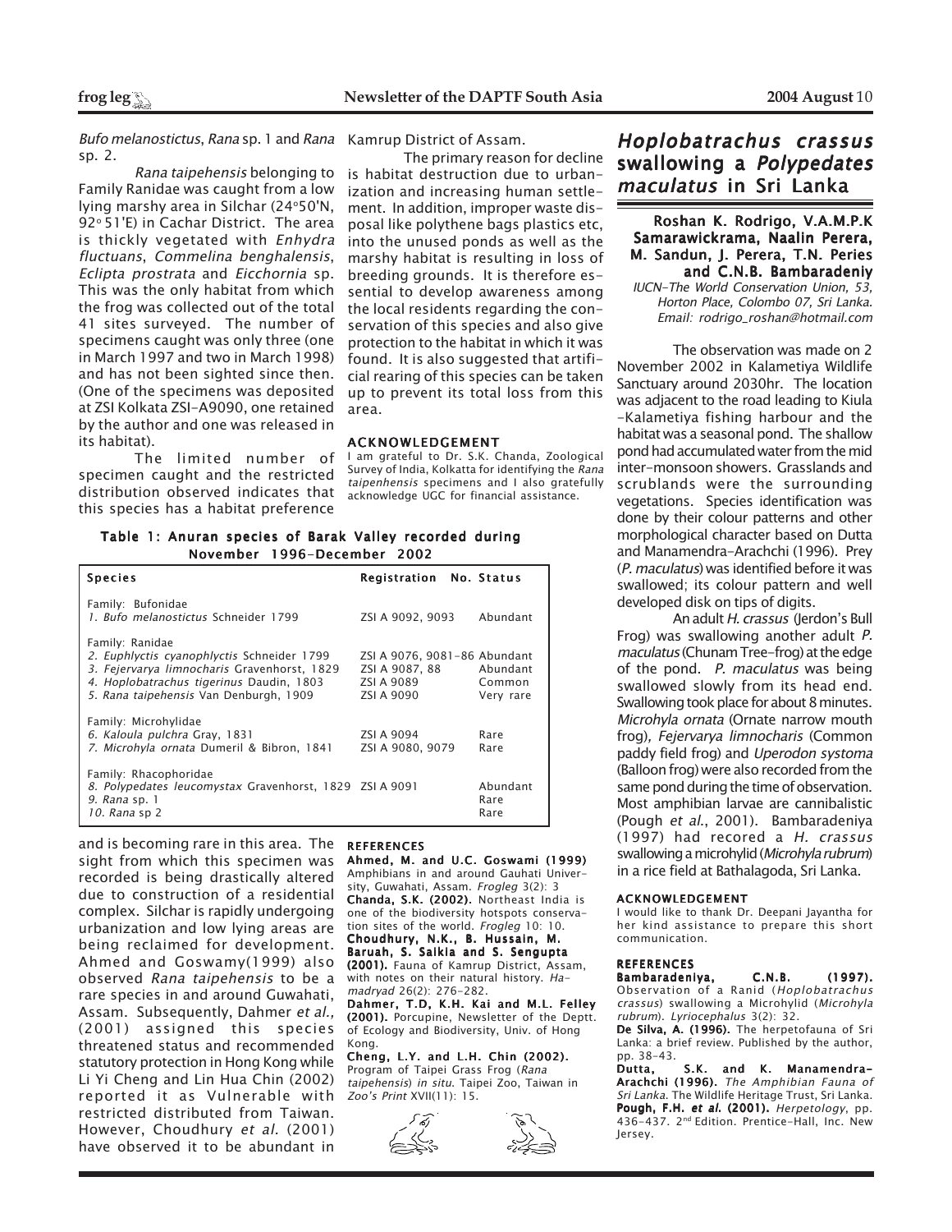*Bufo melanostictus*, *Rana* sp. 1 and *Rana* sp. 2.

*Rana taipehensis* belonging to Family Ranidae was caught from a low lying marshy area in Silchar (24°50'N, 92° 51'E) in Cachar District. The area is thickly vegetated with *Enhydra fluctuans*, *Commelina benghalensis*, *Eclipta prostrata* and *Eicchornia* sp. This was the only habitat from which the frog was collected out of the total 41 sites surveyed. The number of specimens caught was only three (one in March 1997 and two in March 1998) and has not been sighted since then. (One of the specimens was deposited at ZSI Kolkata ZSI-A9090, one retained by the author and one was released in its habitat).

The limited number of specimen caught and the restricted distribution observed indicates that this species has a habitat preference and is becoming rare in this area. The sight from which this specimen was recorded is being drastically altered due to construction of a residential complex. Silchar is rapidly undergoing urbanization and low lying areas are being reclaimed for development. Ahmed and Goswamy(1999) also observed *Rana taipehensis* to be a rare species in and around Guwahati, Assam. Subsequently, Dahmer *et al.,* (2001) assigned this species threatened status and recommended statutory protection in Hong Kong while Li Yi Cheng and Lin Hua Chin (2002) reported it as Vulnerable with restricted distributed from Taiwan. However, Choudhury *et al.* (2001) have observed it to be abundant in Kamrup District of Assam.

The primary reason for decline is habitat destruction due to urbanization and increasing human settlement. In addition, improper waste disposal like polythene bags plastics etc, into the unused ponds as well as the marshy habitat is resulting in loss of breeding grounds. It is therefore essential to develop awareness among the local residents regarding the conservation of this species and also give protection to the habitat in which it was found. It is also suggested that artificial rearing of this species can be taken up to prevent its total loss from this area.

**ACKNOWLEDGEMENT**

I am grateful to Dr. S.K. Chanda, Zoological Survey of India, Kolkatta for identifying the *Rana taipenhensis* specimens and I also gratefully acknowledge UGC for financial assistance.

**Table 1: Anuran species of Barak Valley recorded during November 1996-December 2002**

| Species | Registration No. | Status |
|---|---|---|
| Family: Bufonidae | | |
| 1. *Bufo melanostictus* Schneider 1799 | ZSI A 9092, 9093 | Abundant |
| Family: Ranidae | | |
| 2. *Euphlyctis cyanophlyctis* Schneider 1799 | ZSI A 9076, 9081-86 | Abundant |
| 3. *Fejervarya limnocharis* Gravenhorst, 1829 | ZSI A 9087, 88 | Abundant |
| 4. *Hoplobatrachus tigerinus* Daudin, 1803 | ZSI A 9089 | Common |
| 5. *Rana taipehensis* Van Denburgh, 1909 | ZSI A 9090 | Very rare |
| Family: Microhylidae | | |
| 6. *Kaloula pulchra* Gray, 1831 | ZSI A 9094 | Rare |
| 7. *Microhyla ornata* Dumeril & Bibron, 1841 | ZSI A 9080, 9079 | Rare |
| Family: Rhacophoridae | | |
| 8. *Polypedates leucomystax* Gravenhorst, 1829 | ZSI A 9091 | Abundant |
| 9. *Rana* sp. 1 | | Rare |
| 10. *Rana* sp 2 | | Rare |

**REFERENCES**

**Ahmed, M. and U.C. Goswami (1999)** Amphibians in and around Gauhati University, Guwahati, Assam. *Frogleg* 3(2): 3

**Chanda, S.K. (2002).** Northeast India is one of the biodiversity hotspots conservation sites of the world. *Frogleg* 10: 10.

**Choudhury, N.K., B. Hussain, M. Baruah, S. Saikia and S. Sengupta (2001).** Fauna of Kamrup District, Assam, with notes on their natural history. *Hamadryad* 26(2): 276-282.

**Dahmer, T.D, K.H. Kai and M.L. Felley (2001).** Porcupine, Newsletter of the Deptt. of Ecology and Biodiversity, Univ. of Hong Kong.

**Cheng, L.Y. and L.H. Chin (2002).** Program of Taipei Grass Frog (*Rana taipehensis*) *in situ*. Taipei Zoo, Taiwan in *Zoo's Print* XVII(11): 15.

## *Hoplobatrachus crassus* swallowing a *Polypedates maculatus* in Sri Lanka

**Roshan K. Rodrigo, V.A.M.P.K Samarawickrama, Naalin Perera, M. Sandun, J. Perera, T.N. Peries and C.N.B. Bambaradeniy**

*IUCN-The World Conservation Union, 53, Horton Place, Colombo 07, Sri Lanka. Email: rodrigo_roshan@hotmail.com*

The observation was made on 2 November 2002 in Kalametiya Wildlife Sanctuary around 2030hr. The location was adjacent to the road leading to Kiula -Kalametiya fishing harbour and the habitat was a seasonal pond. The shallow pond had accumulated water from the mid inter-monsoon showers. Grasslands and scrublands were the surrounding vegetations. Species identification was done by their colour patterns and other morphological character based on Dutta and Manamendra-Arachchi (1996). Prey (*P. maculatus*) was identified before it was swallowed; its colour pattern and well developed disk on tips of digits.

An adult *H. crassus* (Jerdon's Bull Frog) was swallowing another adult *P. maculatus* (Chunam Tree-frog) at the edge of the pond. *P. maculatus* was being swallowed slowly from its head end. Swallowing took place for about 8 minutes. *Microhyla ornata* (Ornate narrow mouth frog), *Fejervarya limnocharis* (Common paddy field frog) and *Uperodon systoma* (Balloon frog) were also recorded from the same pond during the time of observation. Most amphibian larvae are cannibalistic (Pough *et al*., 2001). Bambaradeniya (1997) had recored a *H. crassus* swallowing a microhylid (*Microhyla rubrum*) in a rice field at Bathalagoda, Sri Lanka.

**ACKNOWLEDGEMENT**

I would like to thank Dr. Deepani Jayantha for her kind assistance to prepare this short communication.

**REFERENCES**

**Bambaradeniya, C.N.B. (1997).** Observation of a Ranid (*Hoplobatrachus crassus*) swallowing a Microhylid (*Microhyla rubrum*). *Lyriocephalus* 3(2): 32.

**De Silva, A. (1996).** The herpetofauna of Sri Lanka: a brief review. Published by the author, pp. 38-43.

**Dutta, S.K. and K. Manamendra-Arachchi (1996).** *The Amphibian Fauna of Sri Lanka*. The Wildlife Heritage Trust, Sri Lanka.

**Pough, F.H. *et al*. (2001).** *Herpetology*, pp. 436-437. 2nd Edition. Prentice-Hall, Inc. New Jersey.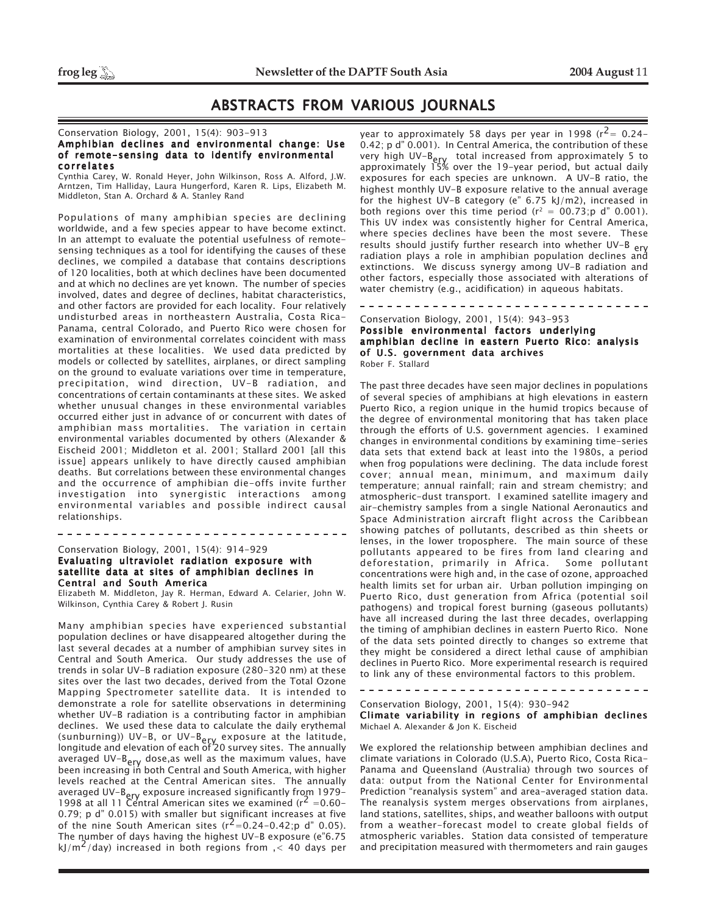# ABSTRACTS FROM VARIOUS JOURNALS

Conservation Biology, 2001, 15(4): 903-913

### Amphibian declines and environmental change: Use of remote-sensing data to identify environmental correlates

Cynthia Carey, W. Ronald Heyer, John Wilkinson, Ross A. Alford, J.W. Arntzen, Tim Halliday, Laura Hungerford, Karen R. Lips, Elizabeth M. Middleton, Stan A. Orchard & A. Stanley Rand

Populations of many amphibian species are declining worldwide, and a few species appear to have become extinct. In an attempt to evaluate the potential usefulness of remote-sensing techniques as a tool for identifying the causes of these declines, we compiled a database that contains descriptions of 120 localities, both at which declines have been documented and at which no declines are yet known. The number of species involved, dates and degree of declines, habitat characteristics, and other factors are provided for each locality. Four relatively undisturbed areas in northeastern Australia, Costa Rica-Panama, central Colorado, and Puerto Rico were chosen for examination of environmental correlates coincident with mass mortalities at these localities. We used data predicted by models or collected by satellites, airplanes, or direct sampling on the ground to evaluate variations over time in temperature, precipitation, wind direction, UV-B radiation, and concentrations of certain contaminants at these sites. We asked whether unusual changes in these environmental variables occurred either just in advance of or concurrent with dates of amphibian mass mortalities. The variation in certain environmental variables documented by others (Alexander & Eischeid 2001; Middleton et al. 2001; Stallard 2001 [all this issue] appears unlikely to have directly caused amphibian deaths. But correlations between these environmental changes and the occurrence of amphibian die-offs invite further investigation into synergistic interactions among environmental variables and possible indirect causal relationships.

---

Conservation Biology, 2001, 15(4): 914-929

### Evaluating ultraviolet radiation exposure with satellite data at sites of amphibian declines in Central and South America

Elizabeth M. Middleton, Jay R. Herman, Edward A. Celarier, John W. Wilkinson, Cynthia Carey & Robert J. Rusin

Many amphibian species have experienced substantial population declines or have disappeared altogether during the last several decades at a number of amphibian survey sites in Central and South America. Our study addresses the use of trends in solar UV-B radiation exposure (280-320 nm) at these sites over the last two decades, derived from the Total Ozone Mapping Spectrometer satellite data. It is intended to demonstrate a role for satellite observations in determining whether UV-B radiation is a contributing factor in amphibian declines. We used these data to calculate the daily erythemal (sunburning)) UV-B, or $UV\text{-}B_{ery}$ exposure at the latitude, longitude and elevation of each of 20 survey sites. The annually averaged $UV\text{-}B_{ery}$ dose,as well as the maximum values, have been increasing in both Central and South America, with higher levels reached at the Central American sites. The annually averaged $UV\text{-}B_{ery}$ exposure increased significantly from 1979-1998 at all 11 Central American sites we examined ($r^2$ =0.60-0.79; p d" 0.015) with smaller but significant increases at five of the nine South American sites ($r^2$=0.24-0.42;p d" 0.05). The number of days having the highest UV-B exposure (e"6.75 $kJ/m^2$/day) increased in both regions from ,< 40 days per year to approximately 58 days per year in 1998 ($r^2$= 0.24-0.42; p d" 0.001). In Central America, the contribution of these very high $UV\text{-}B_{ery}$ total increased from approximately 5 to approximately 15% over the 19-year period, but actual daily exposures for each species are unknown. A UV-B ratio, the highest monthly UV-B exposure relative to the annual average for the highest UV-B category (e" 6.75 kJ/m2), increased in both regions over this time period ($r^2$ = 00.73;p d" 0.001). This UV index was consistently higher for Central America, where species declines have been the most severe. These results should justify further research into whether $UV\text{-}B_{ery}$ radiation plays a role in amphibian population declines and extinctions. We discuss synergy among UV-B radiation and other factors, especially those associated with alterations of water chemistry (e.g., acidification) in aqueous habitats.

---

Conservation Biology, 2001, 15(4): 943-953

### Possible environmental factors underlying amphibian decline in eastern Puerto Rico: analysis of U.S. government data archives

Rober F. Stallard

The past three decades have seen major declines in populations of several species of amphibians at high elevations in eastern Puerto Rico, a region unique in the humid tropics because of the degree of environmental monitoring that has taken place through the efforts of U.S. government agencies. I examined changes in environmental conditions by examining time-series data sets that extend back at least into the 1980s, a period when frog populations were declining. The data include forest cover; annual mean, minimum, and maximum daily temperature; annual rainfall; rain and stream chemistry; and atmospheric-dust transport. I examined satellite imagery and air-chemistry samples from a single National Aeronautics and Space Administration aircraft flight across the Caribbean showing patches of pollutants, described as thin sheets or lenses, in the lower troposphere. The main source of these pollutants appeared to be fires from land clearing and deforestation, primarily in Africa. Some pollutant concentrations were high and, in the case of ozone, approached health limits set for urban air. Urban pollution impinging on Puerto Rico, dust generation from Africa (potential soil pathogens) and tropical forest burning (gaseous pollutants) have all increased during the last three decades, overlapping the timing of amphibian declines in eastern Puerto Rico. None of the data sets pointed directly to changes so extreme that they might be considered a direct lethal cause of amphibian declines in Puerto Rico. More experimental research is required to link any of these environmental factors to this problem.

---

Conservation Biology, 2001, 15(4): 930-942

### Climate variability in regions of amphibian declines

Michael A. Alexander & Jon K. Eischeid

We explored the relationship between amphibian declines and climate variations in Colorado (U.S.A), Puerto Rico, Costa Rica-Panama and Queensland (Australia) through two sources of data: output from the National Center for Environmental Prediction "reanalysis system" and area-averaged station data. The reanalysis system merges observations from airplanes, land stations, satellites, ships, and weather balloons with output from a weather-forecast model to create global fields of atmospheric variables. Station data consisted of temperature and precipitation measured with thermometers and rain gauges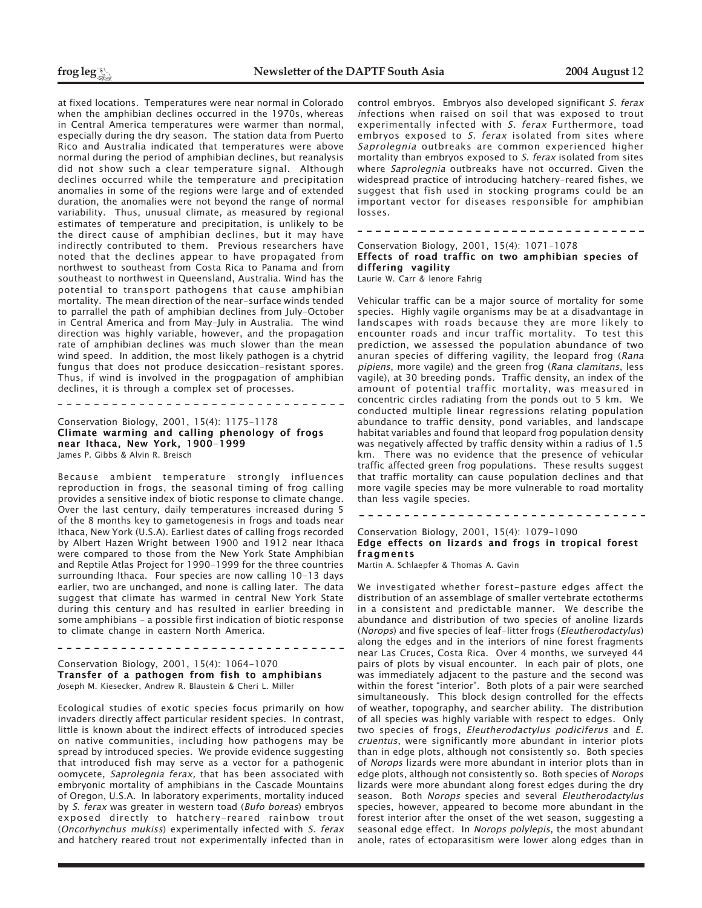at fixed locations. Temperatures were near normal in Colorado when the amphibian declines occurred in the 1970s, whereas in Central America temperatures were warmer than normal, especially during the dry season. The station data from Puerto Rico and Australia indicated that temperatures were above normal during the period of amphibian declines, but reanalysis did not show such a clear temperature signal. Although declines occurred while the temperature and precipitation anomalies in some of the regions were large and of extended duration, the anomalies were not beyond the range of normal variability. Thus, unusual climate, as measured by regional estimates of temperature and precipitation, is unlikely to be the direct cause of amphibian declines, but it may have indirectly contributed to them. Previous researchers have noted that the declines appear to have propagated from northwest to southeast from Costa Rica to Panama and from southeast to northwest in Queensland, Australia. Wind has the potential to transport pathogens that cause amphibian mortality. The mean direction of the near-surface winds tended to parrallel the path of amphibian declines from July-October in Central America and from May-July in Australia. The wind direction was highly variable, however, and the propagation rate of amphibian declines was much slower than the mean wind speed. In addition, the most likely pathogen is a chytrid fungus that does not produce desiccation-resistant spores. Thus, if wind is involved in the progpagation of amphibian declines, it is through a complex set of processes.

---

Conservation Biology, 2001, 15(4): 1175-1178

**Climate warming and calling phenology of frogs near Ithaca, New York, 1900-1999**

James P. Gibbs & Alvin R. Breisch

Because ambient temperature strongly influences reproduction in frogs, the seasonal timing of frog calling provides a sensitive index of biotic response to climate change. Over the last century, daily temperatures increased during 5 of the 8 months key to gametogenesis in frogs and toads near Ithaca, New York (U.S.A). Earliest dates of calling frogs recorded by Albert Hazen Wright between 1900 and 1912 near Ithaca were compared to those from the New York State Amphibian and Reptile Atlas Project for 1990-1999 for the three countries surrounding Ithaca. Four species are now calling 10-13 days earlier, two are unchanged, and none is calling later. The data suggest that climate has warmed in central New York State during this century and has resulted in earlier breeding in some amphibians - a possible first indication of biotic response to climate change in eastern North America.

---

Conservation Biology, 2001, 15(4): 1064-1070

**Transfer of a pathogen from fish to amphibians**

Joseph M. Kiesecker, Andrew R. Blaustein & Cheri L. Miller

Ecological studies of exotic species focus primarily on how invaders directly affect particular resident species. In contrast, little is known about the indirect effects of introduced species on native communities, including how pathogens may be spread by introduced species. We provide evidence suggesting that introduced fish may serve as a vector for a pathogenic oomycete, *Saprolegnia ferax,* that has been associated with embryonic mortality of amphibians in the Cascade Mountains of Oregon, U.S.A. In laboratory experiments, mortality induced by *S. ferax* was greater in western toad (*Bufo boreas*) embryos exposed directly to hatchery-reared rainbow trout (*Oncorhynchus mukiss*) experimentally infected with *S. ferax* and hatchery reared trout not experimentally infected than in control embryos. Embryos also developed significant *S. ferax* infections when raised on soil that was exposed to trout experimentally infected with *S. ferax* Furthermore, toad embryos exposed to *S. ferax* isolated from sites where *Saprolegnia* outbreaks are common experienced higher mortality than embryos exposed to *S. ferax* isolated from sites where *Saprolegnia* outbreaks have not occurred. Given the widespread practice of introducing hatchery-reared fishes, we suggest that fish used in stocking programs could be an important vector for diseases responsible for amphibian losses.

---

Conservation Biology, 2001, 15(4): 1071-1078

**Effects of road traffic on two amphibian species of differing vagility**

Laurie W. Carr & lenore Fahrig

Vehicular traffic can be a major source of mortality for some species. Highly vagile organisms may be at a disadvantage in landscapes with roads because they are more likely to encounter roads and incur traffic mortality. To test this prediction, we assessed the population abundance of two anuran species of differing vagility, the leopard frog (*Rana pipiens*, more vagile) and the green frog (*Rana clamitans*, less vagile), at 30 breeding ponds. Traffic density, an index of the amount of potential traffic mortality, was measured in concentric circles radiating from the ponds out to 5 km. We conducted multiple linear regressions relating population abundance to traffic density, pond variables, and landscape habitat variables and found that leopard frog population density was negatively affected by traffic density within a radius of 1.5 km. There was no evidence that the presence of vehicular traffic affected green frog populations. These results suggest that traffic mortality can cause population declines and that more vagile species may be more vulnerable to road mortality than less vagile species.

---

Conservation Biology, 2001, 15(4): 1079-1090

**Edge effects on lizards and frogs in tropical forest fragments**

Martin A. Schlaepfer & Thomas A. Gavin

We investigated whether forest-pasture edges affect the distribution of an assemblage of smaller vertebrate ectotherms in a consistent and predictable manner. We describe the abundance and distribution of two species of anoline lizards (*Norops*) and five species of leaf-litter frogs (*Eleutherodactylus*) along the edges and in the interiors of nine forest fragments near Las Cruces, Costa Rica. Over 4 months, we surveyed 44 pairs of plots by visual encounter. In each pair of plots, one was immediately adjacent to the pasture and the second was within the forest "interior". Both plots of a pair were searched simultaneously. This block design controlled for the effects of weather, topography, and searcher ability. The distribution of all species was highly variable with respect to edges. Only two species of frogs, *Eleutherodactylus podiciferus* and *E. cruentus*, were significantly more abundant in interior plots than in edge plots, although not consistently so. Both species of *Norops* lizards were more abundant in interior plots than in edge plots, although not consistently so. Both species of *Norops* lizards were more abundant along forest edges during the dry season. Both *Norops* species and several *Eleutherodactylus* species, however, appeared to become more abundant in the forest interior after the onset of the wet season, suggesting a seasonal edge effect. In *Norops polylepis*, the most abundant anole, rates of ectoparasitism were lower along edges than in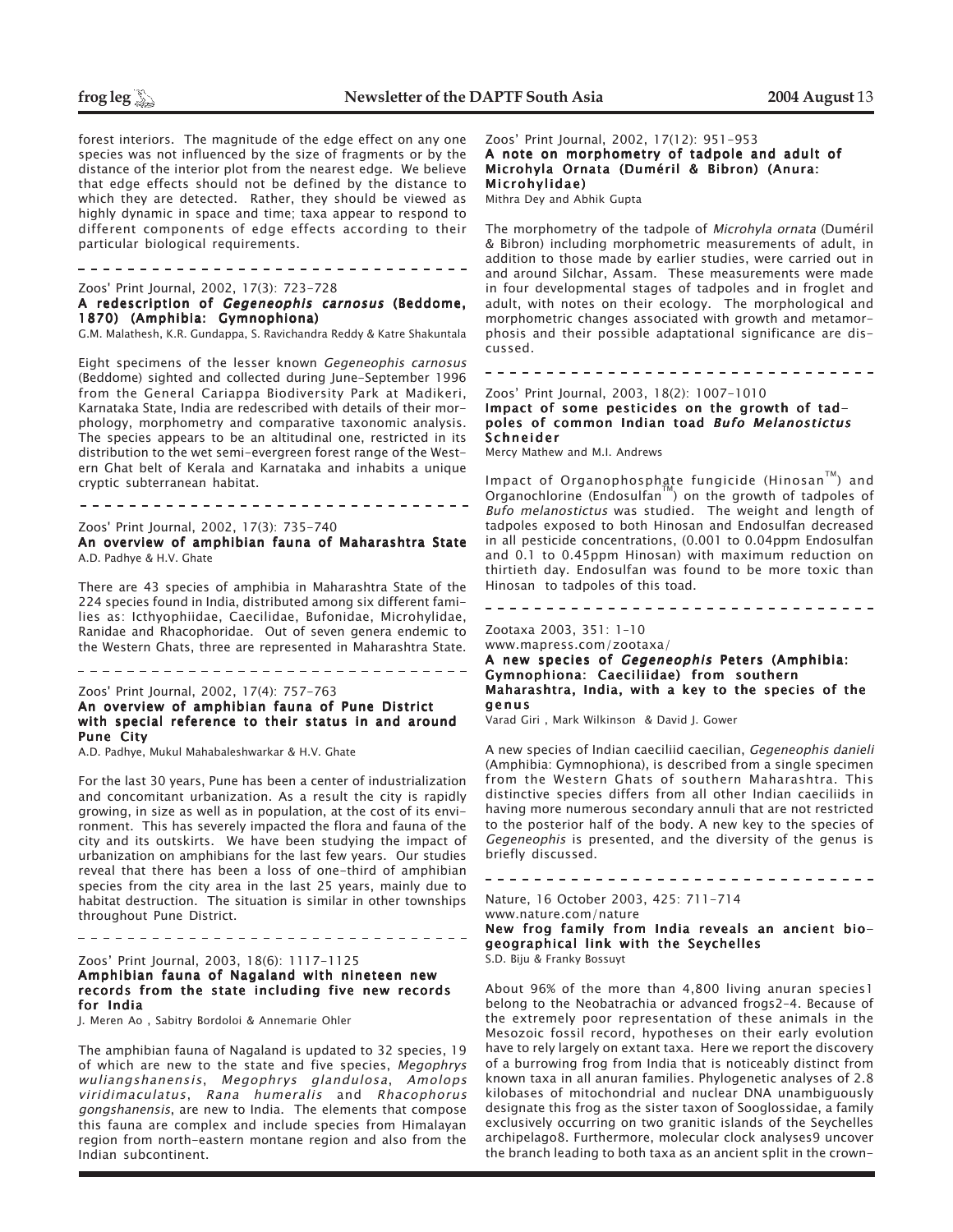forest interiors. The magnitude of the edge effect on any one species was not influenced by the size of fragments or by the distance of the interior plot from the nearest edge. We believe that edge effects should not be defined by the distance to which they are detected. Rather, they should be viewed as highly dynamic in space and time; taxa appear to respond to different components of edge effects according to their particular biological requirements.

---

Zoos' Print Journal, 2002, 17(3): 723-728

**A redescription of *Gegeneophis carnosus* (Beddome, 1870) (Amphibia: Gymnophiona)**

G.M. Malathesh, K.R. Gundappa, S. Ravichandra Reddy & Katre Shakuntala

Eight specimens of the lesser known *Gegeneophis carnosus* (Beddome) sighted and collected during June-September 1996 from the General Cariappa Biodiversity Park at Madikeri, Karnataka State, India are redescribed with details of their morphology, morphometry and comparative taxonomic analysis. The species appears to be an altitudinal one, restricted in its distribution to the wet semi-evergreen forest range of the Western Ghat belt of Kerala and Karnataka and inhabits a unique cryptic subterranean habitat.

---

Zoos' Print Journal, 2002, 17(3): 735-740

**An overview of amphibian fauna of Maharashtra State**

A.D. Padhye & H.V. Ghate

There are 43 species of amphibia in Maharashtra State of the 224 species found in India, distributed among six different families as: Icthyophiidae, Caecilidae, Bufonidae, Microhylidae, Ranidae and Rhacophoridae. Out of seven genera endemic to the Western Ghats, three are represented in Maharashtra State.

---

Zoos' Print Journal, 2002, 17(4): 757-763

**An overview of amphibian fauna of Pune District with special reference to their status in and around Pune City**

A.D. Padhye, Mukul Mahabaleshwarkar & H.V. Ghate

For the last 30 years, Pune has been a center of industrialization and concomitant urbanization. As a result the city is rapidly growing, in size as well as in population, at the cost of its environment. This has severely impacted the flora and fauna of the city and its outskirts. We have been studying the impact of urbanization on amphibians for the last few years. Our studies reveal that there has been a loss of one-third of amphibian species from the city area in the last 25 years, mainly due to habitat destruction. The situation is similar in other townships throughout Pune District.

---

Zoos' Print Journal, 2003, 18(6): 1117-1125

**Amphibian fauna of Nagaland with nineteen new records from the state including five new records for India**

J. Meren Ao , Sabitry Bordoloi & Annemarie Ohler

The amphibian fauna of Nagaland is updated to 32 species, 19 of which are new to the state and five species, *Megophrys wuliangshanensis*, *Megophrys glandulosa*, *Amolops viridimaculatus*, *Rana humeralis* and *Rhacophorus gongshanensis*, are new to India. The elements that compose this fauna are complex and include species from Himalayan region from north-eastern montane region and also from the Indian subcontinent.

---

Zoos' Print Journal, 2002, 17(12): 951-953

**A note on morphometry of tadpole and adult of Microhyla Ornata (Duméril & Bibron) (Anura: Microhylidae)**

Mithra Dey and Abhik Gupta

The morphometry of the tadpole of *Microhyla ornata* (Duméril & Bibron) including morphometric measurements of adult, in addition to those made by earlier studies, were carried out in and around Silchar, Assam. These measurements were made in four developmental stages of tadpoles and in froglet and adult, with notes on their ecology. The morphological and morphometric changes associated with growth and metamorphosis and their possible adaptational significance are discussed.

---

Zoos' Print Journal, 2003, 18(2): 1007-1010

**Impact of some pesticides on the growth of tadpoles of common Indian toad *Bufo Melanostictus* Schneider**

Mercy Mathew and M.I. Andrews

Impact of Organophosphate fungicide (Hinosan™) and Organochlorine (Endosulfan™) on the growth of tadpoles of *Bufo melanostictus* was studied. The weight and length of tadpoles exposed to both Hinosan and Endosulfan decreased in all pesticide concentrations, (0.001 to 0.04ppm Endosulfan and 0.1 to 0.45ppm Hinosan) with maximum reduction on thirtieth day. Endosulfan was found to be more toxic than Hinosan to tadpoles of this toad.

---

Zootaxa 2003, 351: 1-10

www.mapress.com/zootaxa/

**A new species of *Gegeneophis* Peters (Amphibia: Gymnophiona: Caeciliidae) from southern Maharashtra, India, with a key to the species of the genus**

Varad Giri , Mark Wilkinson & David J. Gower

A new species of Indian caeciliid caecilian, *Gegeneophis danieli* (Amphibia: Gymnophiona), is described from a single specimen from the Western Ghats of southern Maharashtra. This distinctive species differs from all other Indian caeciliids in having more numerous secondary annuli that are not restricted to the posterior half of the body. A new key to the species of *Gegeneophis* is presented, and the diversity of the genus is briefly discussed.

---

Nature, 16 October 2003, 425: 711-714

www.nature.com/nature

**New frog family from India reveals an ancient biogeographical link with the Seychelles**

S.D. Biju & Franky Bossuyt

About 96% of the more than 4,800 living anuran species1 belong to the Neobatrachia or advanced frogs2-4. Because of the extremely poor representation of these animals in the Mesozoic fossil record, hypotheses on their early evolution have to rely largely on extant taxa. Here we report the discovery of a burrowing frog from India that is noticeably distinct from known taxa in all anuran families. Phylogenetic analyses of 2.8 kilobases of mitochondrial and nuclear DNA unambiguously designate this frog as the sister taxon of Sooglossidae, a family exclusively occurring on two granitic islands of the Seychelles archipelago8. Furthermore, molecular clock analyses9 uncover the branch leading to both taxa as an ancient split in the crown-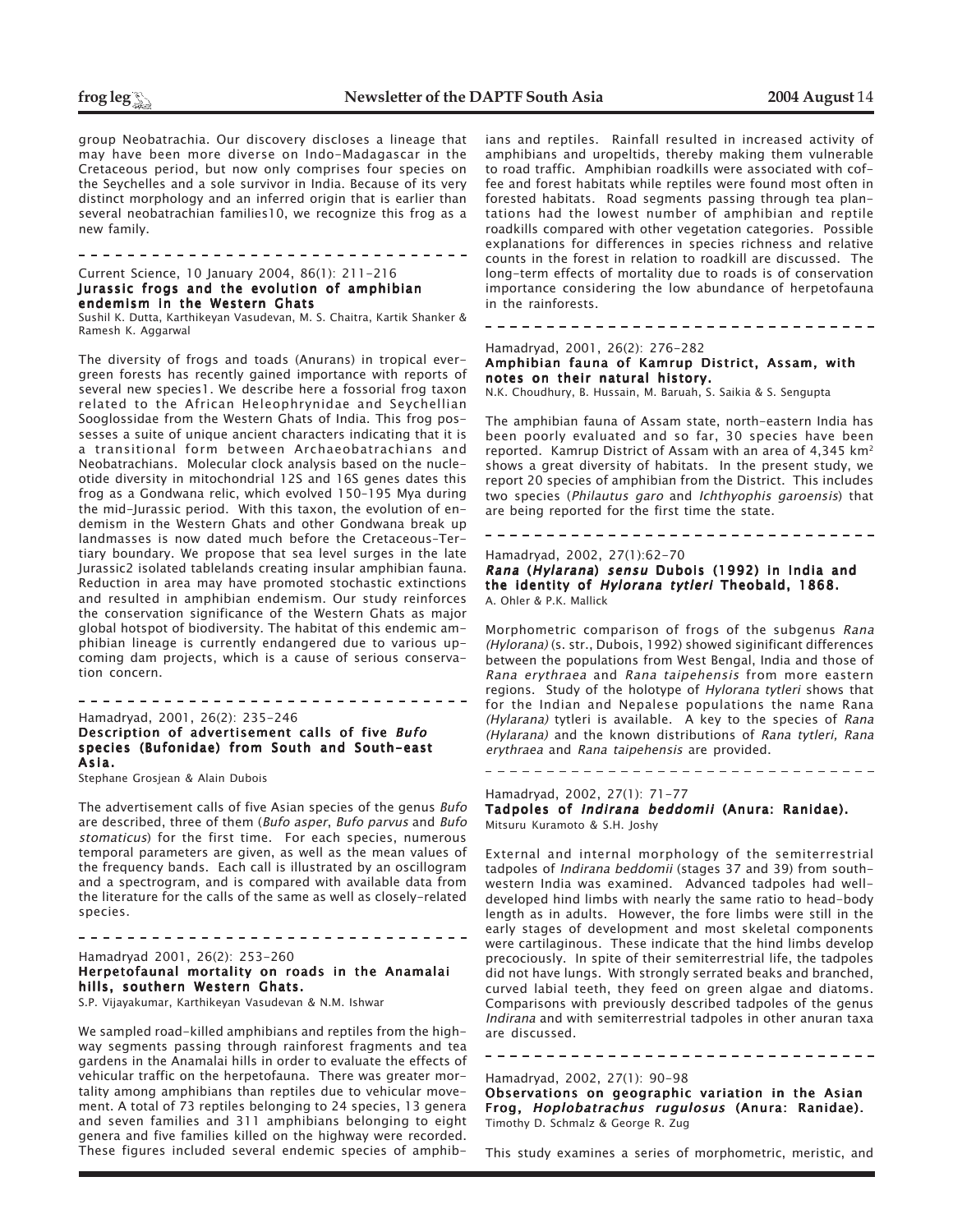group Neobatrachia. Our discovery discloses a lineage that may have been more diverse on Indo-Madagascar in the Cretaceous period, but now only comprises four species on the Seychelles and a sole survivor in India. Because of its very distinct morphology and an inferred origin that is earlier than several neobatrachian families10, we recognize this frog as a new family.

---

Current Science, 10 January 2004, 86(1): 211-216

**Jurassic frogs and the evolution of amphibian endemism in the Western Ghats**

Sushil K. Dutta, Karthikeyan Vasudevan, M. S. Chaitra, Kartik Shanker & Ramesh K. Aggarwal

The diversity of frogs and toads (Anurans) in tropical evergreen forests has recently gained importance with reports of several new species1. We describe here a fossorial frog taxon related to the African Heleophrynidae and Seychellian Sooglossidae from the Western Ghats of India. This frog possesses a suite of unique ancient characters indicating that it is a transitional form between Archaeobatrachians and Neobatrachians. Molecular clock analysis based on the nucleotide diversity in mitochondrial 12S and 16S genes dates this frog as a Gondwana relic, which evolved 150-195 Mya during the mid-Jurassic period. With this taxon, the evolution of endemism in the Western Ghats and other Gondwana break up landmasses is now dated much before the Cretaceous-Tertiary boundary. We propose that sea level surges in the late Jurassic2 isolated tablelands creating insular amphibian fauna. Reduction in area may have promoted stochastic extinctions and resulted in amphibian endemism. Our study reinforces the conservation significance of the Western Ghats as major global hotspot of biodiversity. The habitat of this endemic amphibian lineage is currently endangered due to various upcoming dam projects, which is a cause of serious conservation concern.

---

Hamadryad, 2001, 26(2): 235-246

**Description of advertisement calls of five *Bufo* species (Bufonidae) from South and South-east Asia.**

Stephane Grosjean & Alain Dubois

The advertisement calls of five Asian species of the genus *Bufo* are described, three of them (*Bufo asper*, *Bufo parvus* and *Bufo stomaticus*) for the first time. For each species, numerous temporal parameters are given, as well as the mean values of the frequency bands. Each call is illustrated by an oscillogram and a spectrogram, and is compared with available data from the literature for the calls of the same as well as closely-related species.

---

Hamadryad 2001, 26(2): 253-260

**Herpetofaunal mortality on roads in the Anamalai hills, southern Western Ghats.**

S.P. Vijayakumar, Karthikeyan Vasudevan & N.M. Ishwar

We sampled road-killed amphibians and reptiles from the highway segments passing through rainforest fragments and tea gardens in the Anamalai hills in order to evaluate the effects of vehicular traffic on the herpetofauna. There was greater mortality among amphibians than reptiles due to vehicular movement. A total of 73 reptiles belonging to 24 species, 13 genera and seven families and 311 amphibians belonging to eight genera and five families killed on the highway were recorded. These figures included several endemic species of amphibians and reptiles. Rainfall resulted in increased activity of amphibians and uropeltids, thereby making them vulnerable to road traffic. Amphibian roadkills were associated with coffee and forest habitats while reptiles were found most often in forested habitats. Road segments passing through tea plantations had the lowest number of amphibian and reptile roadkills compared with other vegetation categories. Possible explanations for differences in species richness and relative counts in the forest in relation to roadkill are discussed. The long-term effects of mortality due to roads is of conservation importance considering the low abundance of herpetofauna in the rainforests.

---

Hamadryad, 2001, 26(2): 276-282

**Amphibian fauna of Kamrup District, Assam, with notes on their natural history.**

N.K. Choudhury, B. Hussain, M. Baruah, S. Saikia & S. Sengupta

The amphibian fauna of Assam state, north-eastern India has been poorly evaluated and so far, 30 species have been reported. Kamrup District of Assam with an area of 4,345 km$^2$ shows a great diversity of habitats. In the present study, we report 20 species of amphibian from the District. This includes two species (*Philautus garo* and *Ichthyophis garoensis*) that are being reported for the first time the state.

---

Hamadryad, 2002, 27(1):62-70

***Rana* (*Hylarana*) *sensu* Dubois (1992) in India and the identity of *Hylorana tytleri* Theobald, 1868.**

A. Ohler & P.K. Mallick

Morphometric comparison of frogs of the subgenus *Rana (Hylorana)* (s. str., Dubois, 1992) showed siginificant differences between the populations from West Bengal, India and those of *Rana erythraea* and *Rana taipehensis* from more eastern regions. Study of the holotype of *Hylorana tytleri* shows that for the Indian and Nepalese populations the name Rana *(Hylarana)* tytleri is available. A key to the species of *Rana (Hylarana)* and the known distributions of *Rana tytleri, Rana erythraea* and *Rana taipehensis* are provided.

---

Hamadryad, 2002, 27(1): 71-77

**Tadpoles of *Indirana beddomii* (Anura: Ranidae).**

Mitsuru Kuramoto & S.H. Joshy

External and internal morphology of the semiterrestrial tadpoles of *Indirana beddomii* (stages 37 and 39) from south-western India was examined. Advanced tadpoles had well-developed hind limbs with nearly the same ratio to head-body length as in adults. However, the fore limbs were still in the early stages of development and most skeletal components were cartilaginous. These indicate that the hind limbs develop precociously. In spite of their semiterrestrial life, the tadpoles did not have lungs. With strongly serrated beaks and branched, curved labial teeth, they feed on green algae and diatoms. Comparisons with previously described tadpoles of the genus *Indirana* and with semiterrestrial tadpoles in other anuran taxa are discussed.

---

Hamadryad, 2002, 27(1): 90-98

**Observations on geographic variation in the Asian Frog, *Hoplobatrachus rugulosus* (Anura: Ranidae).**

Timothy D. Schmalz & George R. Zug

This study examines a series of morphometric, meristic, and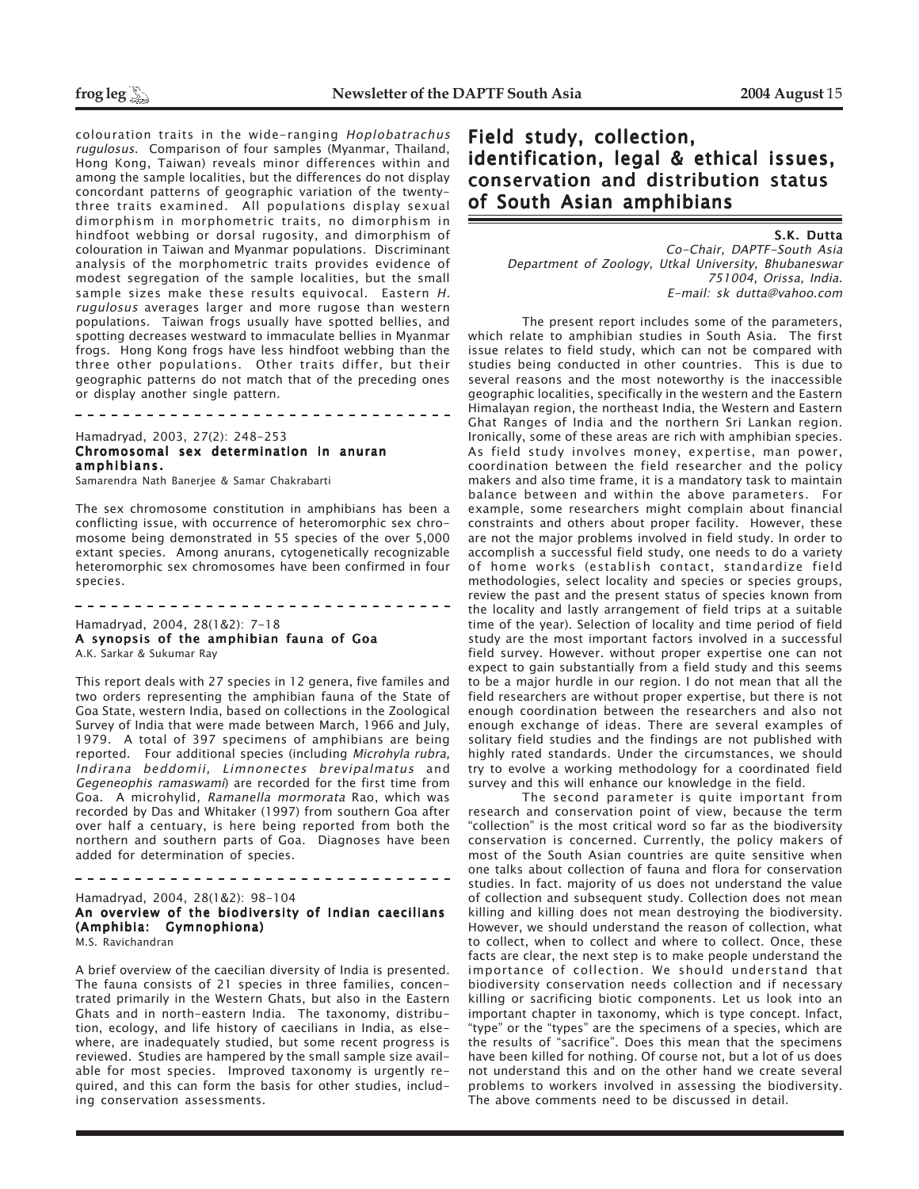colouration traits in the wide-ranging *Hoplobatrachus rugulosus*. Comparison of four samples (Myanmar, Thailand, Hong Kong, Taiwan) reveals minor differences within and among the sample localities, but the differences do not display concordant patterns of geographic variation of the twenty-three traits examined. All populations display sexual dimorphism in morphometric traits, no dimorphism in hindfoot webbing or dorsal rugosity, and dimorphism of colouration in Taiwan and Myanmar populations. Discriminant analysis of the morphometric traits provides evidence of modest segregation of the sample localities, but the small sample sizes make these results equivocal. Eastern *H. rugulosus* averages larger and more rugose than western populations. Taiwan frogs usually have spotted bellies, and spotting decreases westward to immaculate bellies in Myanmar frogs. Hong Kong frogs have less hindfoot webbing than the three other populations. Other traits differ, but their geographic patterns do not match that of the preceding ones or display another single pattern.

---

Hamadryad, 2003, 27(2): 248-253

**Chromosomal sex determination in anuran amphibians.**

Samarendra Nath Banerjee & Samar Chakrabarti

The sex chromosome constitution in amphibians has been a conflicting issue, with occurrence of heteromorphic sex chromosome being demonstrated in 55 species of the over 5,000 extant species. Among anurans, cytogenetically recognizable heteromorphic sex chromosomes have been confirmed in four species.

---

Hamadryad, 2004, 28(1&2): 7-18

**A synopsis of the amphibian fauna of Goa**

A.K. Sarkar & Sukumar Ray

This report deals with 27 species in 12 genera, five familes and two orders representing the amphibian fauna of the State of Goa State, western India, based on collections in the Zoological Survey of India that were made between March, 1966 and July, 1979. A total of 397 specimens of amphibians are being reported. Four additional species (including *Microhyla rubra, Indirana beddomii, Limnonectes brevipalmatus* and *Gegeneophis ramaswami*) are recorded for the first time from Goa. A microhylid, *Ramanella mormorata* Rao, which was recorded by Das and Whitaker (1997) from southern Goa after over half a centuary, is here being reported from both the northern and southern parts of Goa. Diagnoses have been added for determination of species.

---

Hamadryad, 2004, 28(1&2): 98-104

**An overview of the biodiversity of Indian caecilians (Amphibia: Gymnophiona)**

M.S. Ravichandran

A brief overview of the caecilian diversity of India is presented. The fauna consists of 21 species in three families, concentrated primarily in the Western Ghats, but also in the Eastern Ghats and in north-eastern India. The taxonomy, distribution, ecology, and life history of caecilians in India, as elsewhere, are inadequately studied, but some recent progress is reviewed. Studies are hampered by the small sample size available for most species. Improved taxonomy is urgently required, and this can form the basis for other studies, including conservation assessments.

# Field study, collection, identification, legal & ethical issues, conservation and distribution status of South Asian amphibians

**S.K. Dutta**

*Co-Chair, DAPTF-South Asia*
*Department of Zoology, Utkal University, Bhubaneswar 751004, Orissa, India.*
*E-mail: sk dutta@yahoo.com*

The present report includes some of the parameters, which relate to amphibian studies in South Asia. The first issue relates to field study, which can not be compared with studies being conducted in other countries. This is due to several reasons and the most noteworthy is the inaccessible geographic localities, specifically in the western and the Eastern Himalayan region, the northeast India, the Western and Eastern Ghat Ranges of India and the northern Sri Lankan region. Ironically, some of these areas are rich with amphibian species. As field study involves money, expertise, man power, coordination between the field researcher and the policy makers and also time frame, it is a mandatory task to maintain balance between and within the above parameters. For example, some researchers might complain about financial constraints and others about proper facility. However, these are not the major problems involved in field study. In order to accomplish a successful field study, one needs to do a variety of home works (establish contact, standardize field methodologies, select locality and species or species groups, review the past and the present status of species known from the locality and lastly arrangement of field trips at a suitable time of the year). Selection of locality and time period of field study are the most important factors involved in a successful field survey. However. without proper expertise one can not expect to gain substantially from a field study and this seems to be a major hurdle in our region. I do not mean that all the field researchers are without proper expertise, but there is not enough coordination between the researchers and also not enough exchange of ideas. There are several examples of solitary field studies and the findings are not published with highly rated standards. Under the circumstances, we should try to evolve a working methodology for a coordinated field survey and this will enhance our knowledge in the field.

The second parameter is quite important from research and conservation point of view, because the term "collection" is the most critical word so far as the biodiversity conservation is concerned. Currently, the policy makers of most of the South Asian countries are quite sensitive when one talks about collection of fauna and flora for conservation studies. In fact. majority of us does not understand the value of collection and subsequent study. Collection does not mean killing and killing does not mean destroying the biodiversity. However, we should understand the reason of collection, what to collect, when to collect and where to collect. Once, these facts are clear, the next step is to make people understand the importance of collection. We should understand that biodiversity conservation needs collection and if necessary killing or sacrificing biotic components. Let us look into an important chapter in taxonomy, which is type concept. Infact, "type" or the "types" are the specimens of a species, which are the results of "sacrifice". Does this mean that the specimens have been killed for nothing. Of course not, but a lot of us does not understand this and on the other hand we create several problems to workers involved in assessing the biodiversity. The above comments need to be discussed in detail.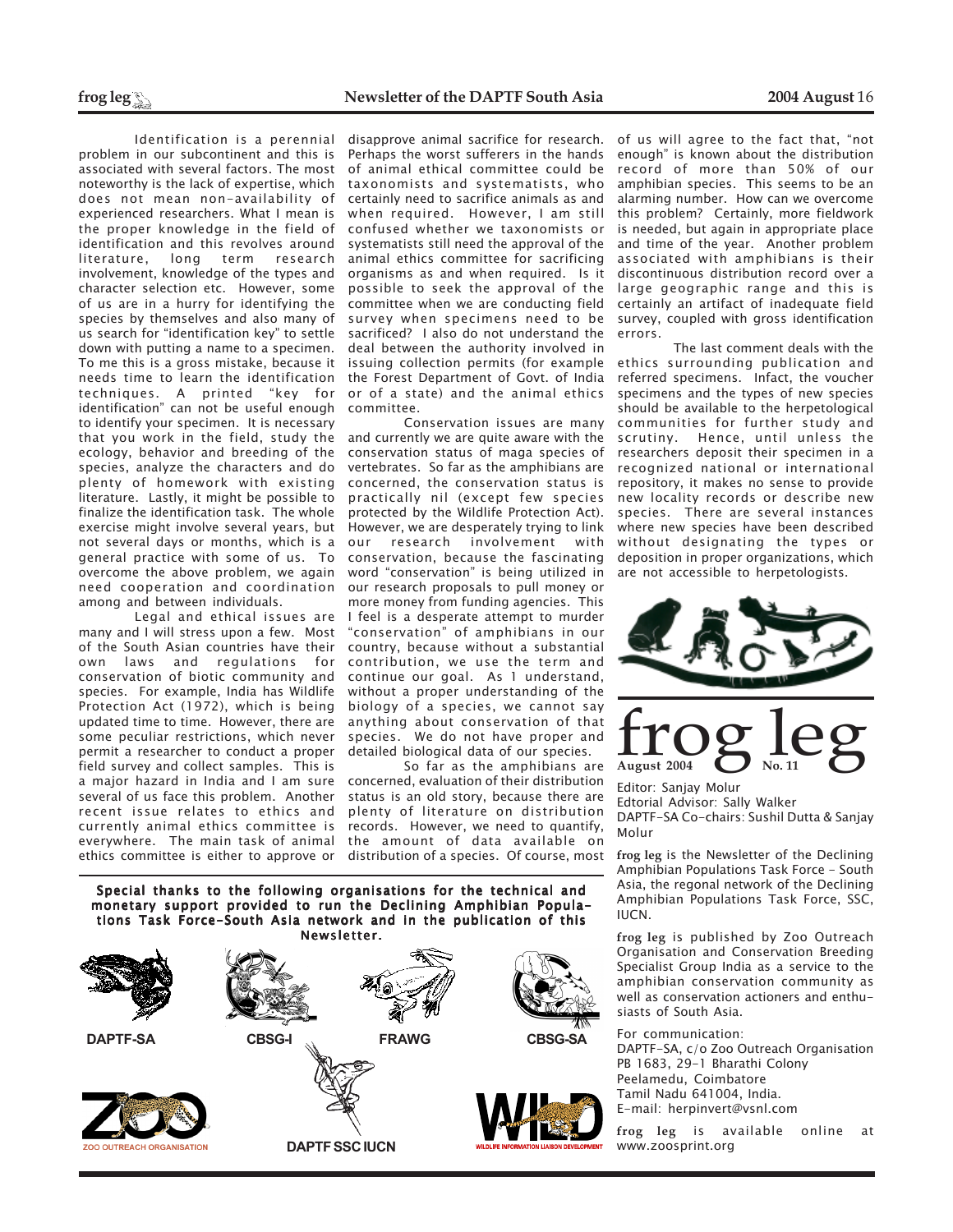Identification is a perennial problem in our subcontinent and this is associated with several factors. The most noteworthy is the lack of expertise, which does not mean non-availability of experienced researchers. What I mean is the proper knowledge in the field of identification and this revolves around literature, long term research involvement, knowledge of the types and character selection etc. However, some of us are in a hurry for identifying the species by themselves and also many of us search for "identification key" to settle down with putting a name to a specimen. To me this is a gross mistake, because it needs time to learn the identification techniques. A printed "key for identification" can not be useful enough to identify your specimen. It is necessary that you work in the field, study the ecology, behavior and breeding of the species, analyze the characters and do plenty of homework with existing literature. Lastly, it might be possible to finalize the identification task. The whole exercise might involve several years, but not several days or months, which is a general practice with some of us. To overcome the above problem, we again need cooperation and coordination among and between individuals.

Legal and ethical issues are many and I will stress upon a few. Most of the South Asian countries have their own laws and regulations for conservation of biotic community and species. For example, India has Wildlife Protection Act (1972), which is being updated time to time. However, there are some peculiar restrictions, which never permit a researcher to conduct a proper field survey and collect samples. This is a major hazard in India and I am sure several of us face this problem. Another recent issue relates to ethics and currently animal ethics committee is everywhere. The main task of animal ethics committee is either to approve or disapprove animal sacrifice for research. Perhaps the worst sufferers in the hands of animal ethical committee could be taxonomists and systematists, who certainly need to sacrifice animals as and when required. However, I am still confused whether we taxonomists or systematists still need the approval of the animal ethics committee for sacrificing organisms as and when required. Is it possible to seek the approval of the committee when we are conducting field survey when specimens need to be sacrificed? I also do not understand the deal between the authority involved in issuing collection permits (for example the Forest Department of Govt. of India or of a state) and the animal ethics committee.

Conservation issues are many and currently we are quite aware with the conservation status of maga species of vertebrates. So far as the amphibians are concerned, the conservation status is practically nil (except few species protected by the Wildlife Protection Act). However, we are desperately trying to link our research involvement with conservation, because the fascinating word "conservation" is being utilized in our research proposals to pull money or more money from funding agencies. This I feel is a desperate attempt to murder "conservation" of amphibians in our country, because without a substantial contribution, we use the term and continue our goal. As I understand, without a proper understanding of the biology of a species, we cannot say anything about conservation of that species. We do not have proper and detailed biological data of our species.

So far as the amphibians are concerned, evaluation of their distribution status is an old story, because there are plenty of literature on distribution records. However, we need to quantify, the amount of data available on distribution of a species. Of course, most of us will agree to the fact that, "not enough" is known about the distribution record of more than 50% of our amphibian species. This seems to be an alarming number. How can we overcome this problem? Certainly, more fieldwork is needed, but again in appropriate place and time of the year. Another problem associated with amphibians is their discontinuous distribution record over a large geographic range and this is certainly an artifact of inadequate field survey, coupled with gross identification errors.

The last comment deals with the ethics surrounding publication and referred specimens. Infact, the voucher specimens and the types of new species should be available to the herpetological communities for further study and scrutiny. Hence, until unless the researchers deposit their specimen in a recognized national or international repository, it makes no sense to provide new locality records or describe new species. There are several instances where new species have been described without designating the types or deposition in proper organizations, which are not accessible to herpetologists.

**Special thanks to the following organisations for the technical and monetary support provided to run the Declining Amphibian Populations Task Force-South Asia network and in the publication of this Newsletter.**

DAPTF-SA CBSG-I FRAWG CBSG-SA

ZOO OUTREACH ORGANISATION DAPTF SSC IUCN WILDLIFE INFORMATION LIAISON DEVELOPMENT

# frog leg

August 2004 No. 11

Editor: Sanjay Molur
Edtorial Advisor: Sally Walker
DAPTF-SA Co-chairs: Sushil Dutta & Sanjay Molur

**frog leg** is the Newsletter of the Declining Amphibian Populations Task Force - South Asia, the regonal network of the Declining Amphibian Populations Task Force, SSC, IUCN.

**frog leg** is published by Zoo Outreach Organisation and Conservation Breeding Specialist Group India as a service to the amphibian conservation community as well as conservation actioners and enthusiasts of South Asia.

For communication:
DAPTF-SA, c/o Zoo Outreach Organisation
PB 1683, 29-1 Bharathi Colony
Peelamedu, Coimbatore
Tamil Nadu 641004, India.
E-mail: herpinvert@vsnl.com

**frog leg** is available online at www.zoosprint.org